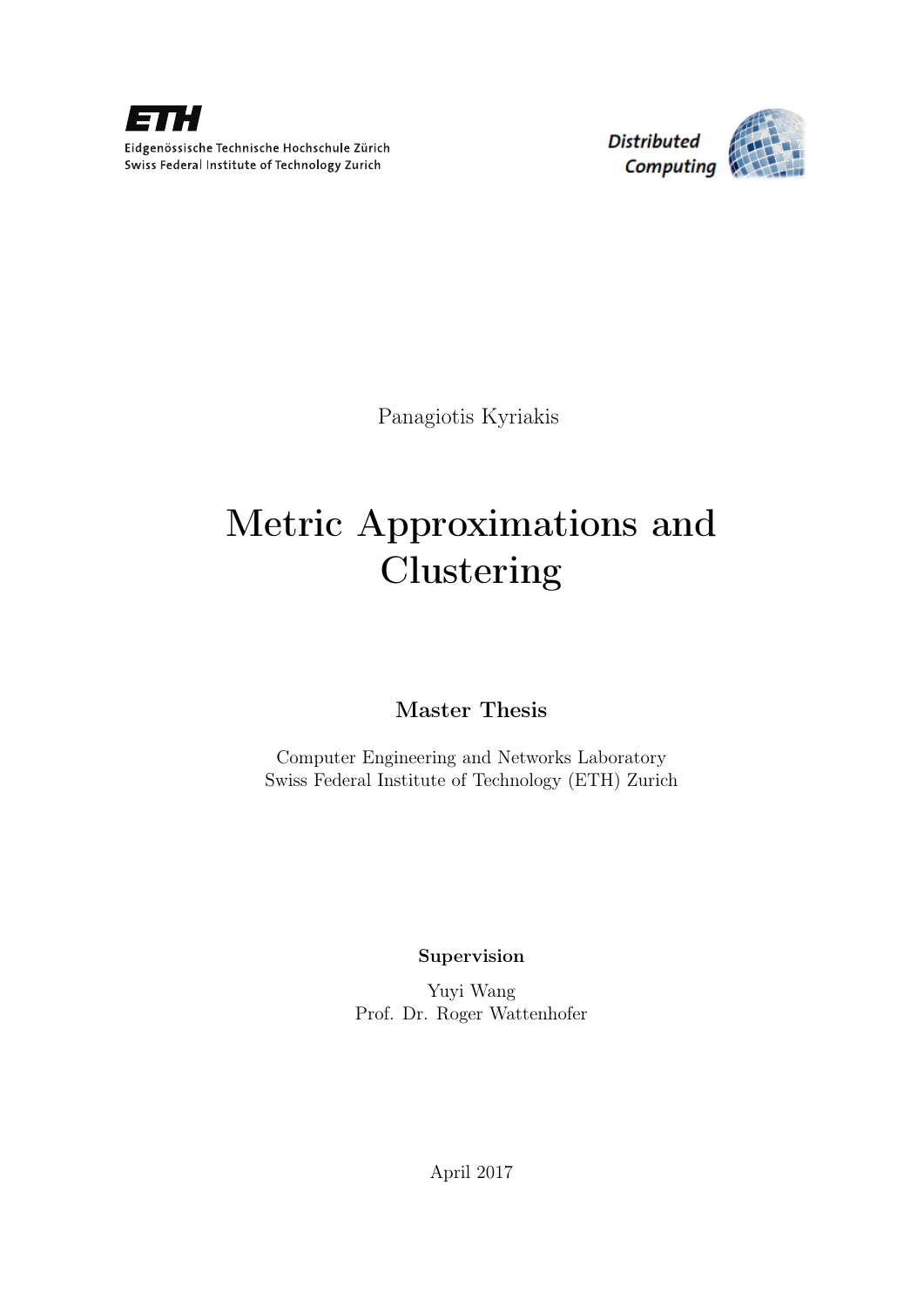Eidgenössische Technische Hochschule Zürich
Swiss Federal Institute of Technology Zurich

Distributed Computing

Panagiotis Kyriakis

# Metric Approximations and Clustering

**Master Thesis**

Computer Engineering and Networks Laboratory
Swiss Federal Institute of Technology (ETH) Zurich

**Supervision**

Yuyi Wang
Prof. Dr. Roger Wattenhofer

April 2017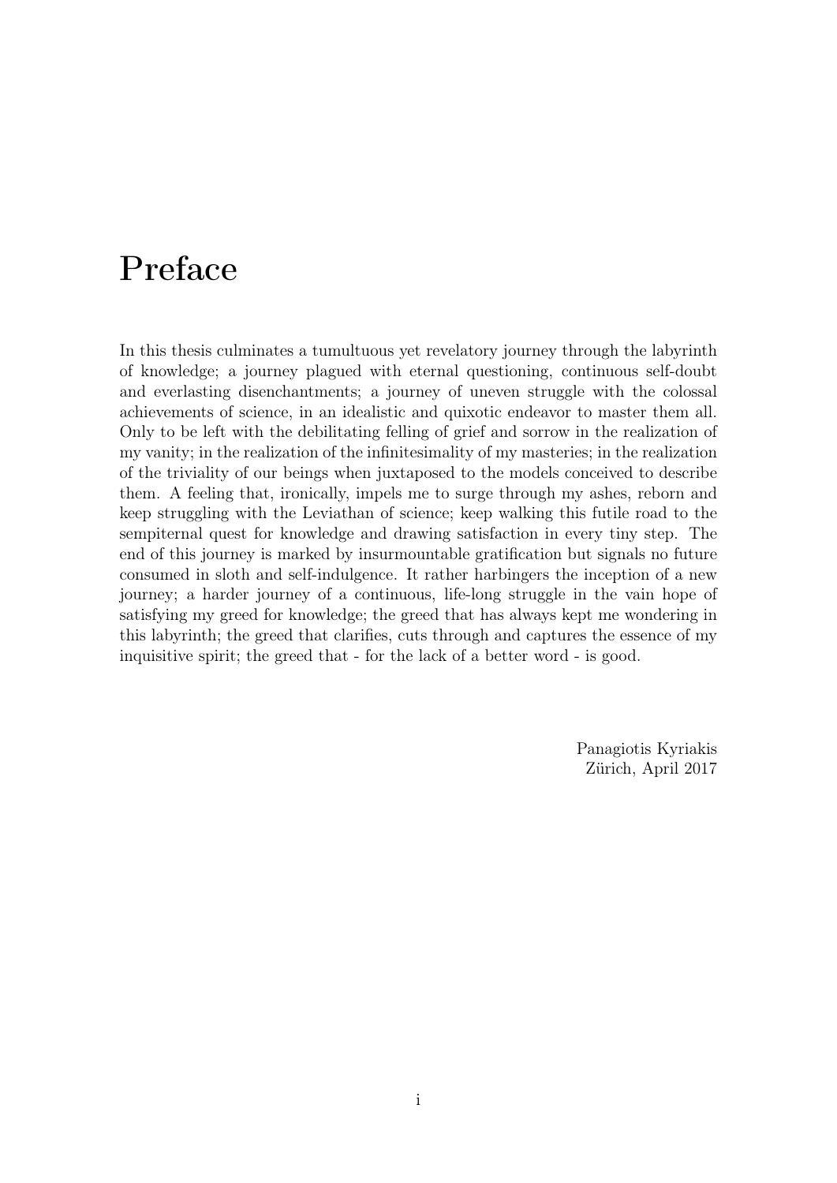# Preface

In this thesis culminates a tumultuous yet revelatory journey through the labyrinth of knowledge; a journey plagued with eternal questioning, continuous self-doubt and everlasting disenchantments; a journey of uneven struggle with the colossal achievements of science, in an idealistic and quixotic endeavor to master them all. Only to be left with the debilitating felling of grief and sorrow in the realization of my vanity; in the realization of the infinitesimality of my masteries; in the realization of the triviality of our beings when juxtaposed to the models conceived to describe them. A feeling that, ironically, impels me to surge through my ashes, reborn and keep struggling with the Leviathan of science; keep walking this futile road to the sempiternal quest for knowledge and drawing satisfaction in every tiny step. The end of this journey is marked by insurmountable gratification but signals no future consumed in sloth and self-indulgence. It rather harbingers the inception of a new journey; a harder journey of a continuous, life-long struggle in the vain hope of satisfying my greed for knowledge; the greed that has always kept me wondering in this labyrinth; the greed that clarifies, cuts through and captures the essence of my inquisitive spirit; the greed that - for the lack of a better word - is good.

Panagiotis Kyriakis
Zürich, April 2017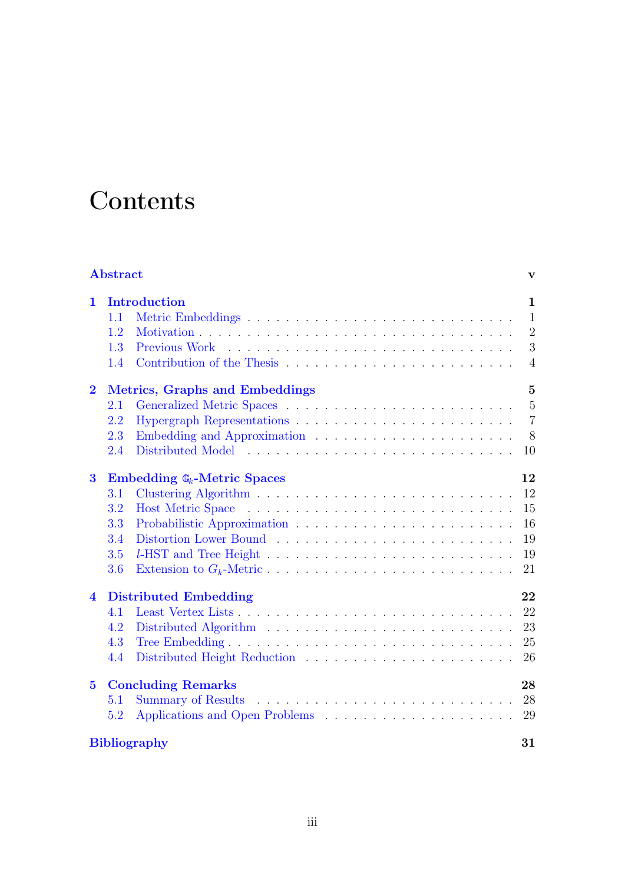# Contents

**Abstract** v

**1 Introduction** 1

- 1.1 Metric Embeddings 1
- 1.2 Motivation 2
- 1.3 Previous Work 3
- 1.4 Contribution of the Thesis 4

**2 Metrics, Graphs and Embeddings** 5

- 2.1 Generalized Metric Spaces 5
- 2.2 Hypergraph Representations 7
- 2.3 Embedding and Approximation 8
- 2.4 Distributed Model 10

**3 Embedding $\mathbb{G}_k$-Metric Spaces** 12

- 3.1 Clustering Algorithm 12
- 3.2 Host Metric Space 15
- 3.3 Probabilistic Approximation 16
- 3.4 Distortion Lower Bound 19
- 3.5 $l$-HST and Tree Height 19
- 3.6 Extension to $G_k$-Metric 21

**4 Distributed Embedding** 22

- 4.1 Least Vertex Lists 22
- 4.2 Distributed Algorithm 23
- 4.3 Tree Embedding 25
- 4.4 Distributed Height Reduction 26

**5 Concluding Remarks** 28

- 5.1 Summary of Results 28
- 5.2 Applications and Open Problems 29

**Bibliography** 31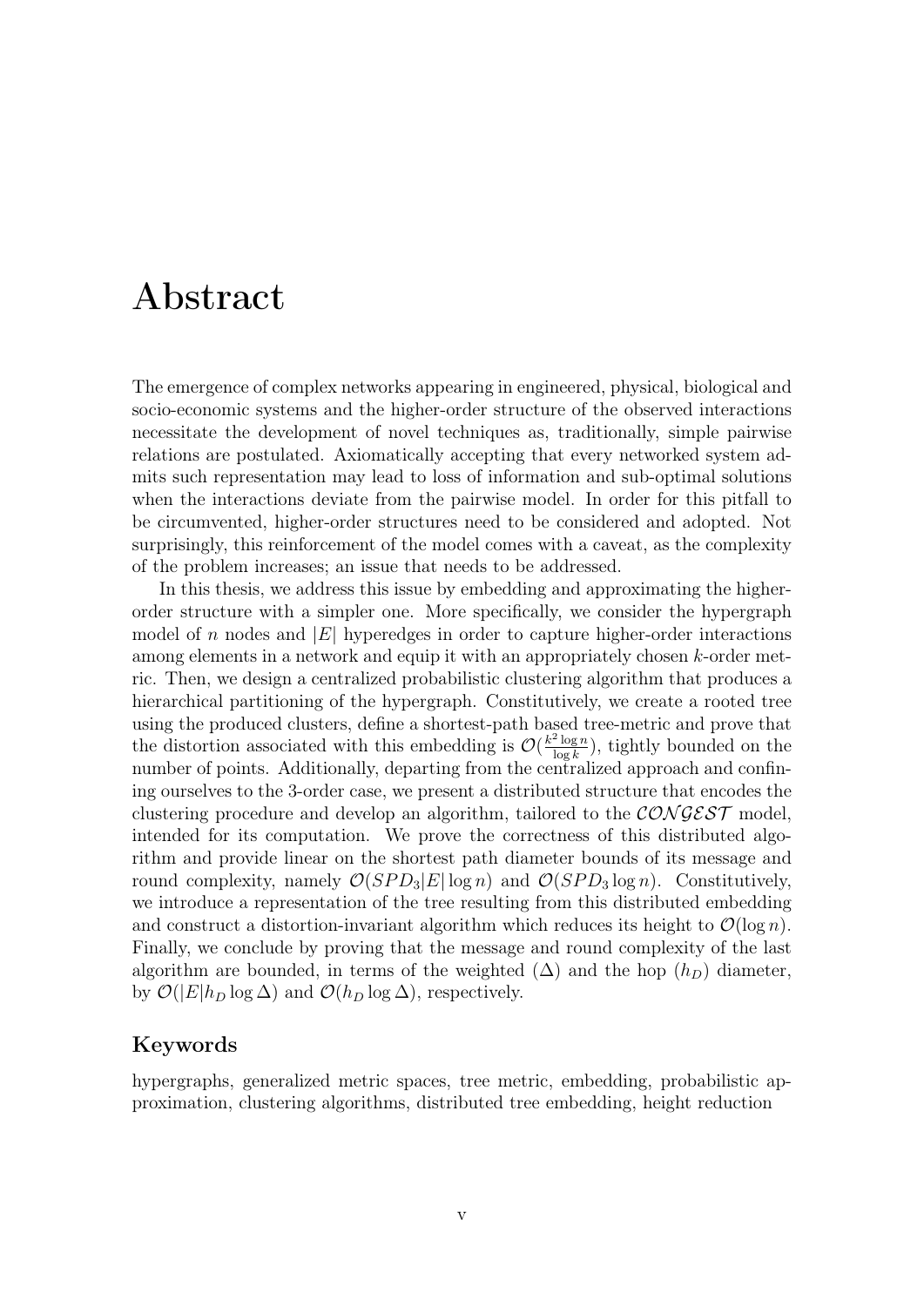# Abstract

The emergence of complex networks appearing in engineered, physical, biological and socio-economic systems and the higher-order structure of the observed interactions necessitate the development of novel techniques as, traditionally, simple pairwise relations are postulated. Axiomatically accepting that every networked system admits such representation may lead to loss of information and sub-optimal solutions when the interactions deviate from the pairwise model. In order for this pitfall to be circumvented, higher-order structures need to be considered and adopted. Not surprisingly, this reinforcement of the model comes with a caveat, as the complexity of the problem increases; an issue that needs to be addressed.

In this thesis, we address this issue by embedding and approximating the higher-order structure with a simpler one. More specifically, we consider the hypergraph model of $n$ nodes and $|E|$ hyperedges in order to capture higher-order interactions among elements in a network and equip it with an appropriately chosen $k$-order metric. Then, we design a centralized probabilistic clustering algorithm that produces a hierarchical partitioning of the hypergraph. Constitutively, we create a rooted tree using the produced clusters, define a shortest-path based tree-metric and prove that the distortion associated with this embedding is $\mathcal{O}(\frac{k^2 \log n}{\log k})$, tightly bounded on the number of points. Additionally, departing from the centralized approach and confining ourselves to the 3-order case, we present a distributed structure that encodes the clustering procedure and develop an algorithm, tailored to the $\mathcal{CONGEST}$ model, intended for its computation. We prove the correctness of this distributed algorithm and provide linear on the shortest path diameter bounds of its message and round complexity, namely $\mathcal{O}(SPD_3|E| \log n)$ and $\mathcal{O}(SPD_3 \log n)$. Constitutively, we introduce a representation of the tree resulting from this distributed embedding and construct a distortion-invariant algorithm which reduces its height to $\mathcal{O}(\log n)$. Finally, we conclude by proving that the message and round complexity of the last algorithm are bounded, in terms of the weighted ($\Delta$) and the hop ($h_D$) diameter, by $\mathcal{O}(|E| h_D \log \Delta)$ and $\mathcal{O}(h_D \log \Delta)$, respectively.

### Keywords

hypergraphs, generalized metric spaces, tree metric, embedding, probabilistic approximation, clustering algorithms, distributed tree embedding, height reduction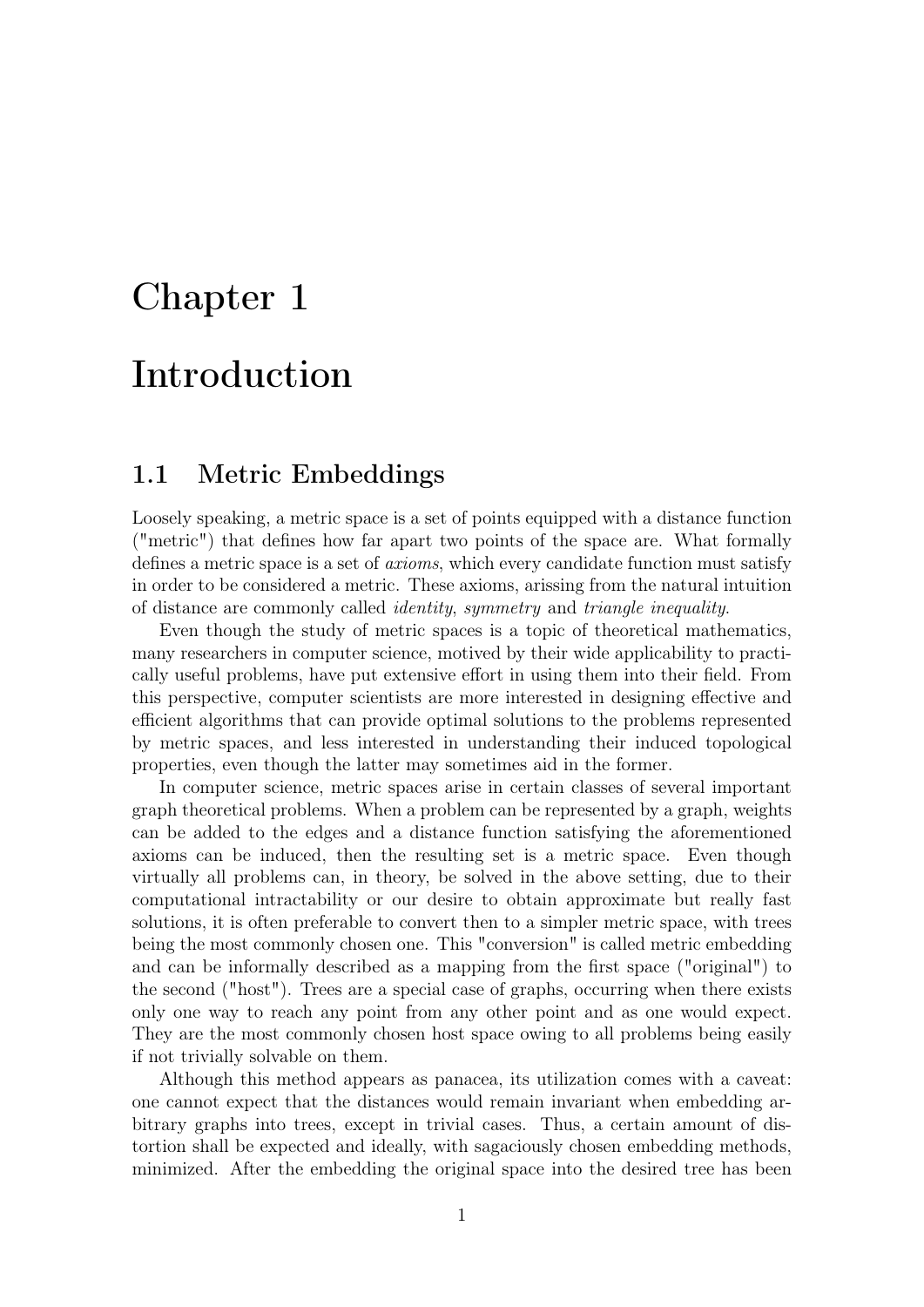# Chapter 1

# Introduction

## 1.1 Metric Embeddings

Loosely speaking, a metric space is a set of points equipped with a distance function ("metric") that defines how far apart two points of the space are. What formally defines a metric space is a set of *axioms*, which every candidate function must satisfy in order to be considered a metric. These axioms, arissing from the natural intuition of distance are commonly called *identity*, *symmetry* and *triangle inequality*.

Even though the study of metric spaces is a topic of theoretical mathematics, many researchers in computer science, motived by their wide applicability to practically useful problems, have put extensive effort in using them into their field. From this perspective, computer scientists are more interested in designing effective and efficient algorithms that can provide optimal solutions to the problems represented by metric spaces, and less interested in understanding their induced topological properties, even though the latter may sometimes aid in the former.

In computer science, metric spaces arise in certain classes of several important graph theoretical problems. When a problem can be represented by a graph, weights can be added to the edges and a distance function satisfying the aforementioned axioms can be induced, then the resulting set is a metric space. Even though virtually all problems can, in theory, be solved in the above setting, due to their computational intractability or our desire to obtain approximate but really fast solutions, it is often preferable to convert then to a simpler metric space, with trees being the most commonly chosen one. This "conversion" is called metric embedding and can be informally described as a mapping from the first space ("original") to the second ("host"). Trees are a special case of graphs, occurring when there exists only one way to reach any point from any other point and as one would expect. They are the most commonly chosen host space owing to all problems being easily if not trivially solvable on them.

Although this method appears as panacea, its utilization comes with a caveat: one cannot expect that the distances would remain invariant when embedding arbitrary graphs into trees, except in trivial cases. Thus, a certain amount of distortion shall be expected and ideally, with sagaciously chosen embedding methods, minimized. After the embedding the original space into the desired tree has been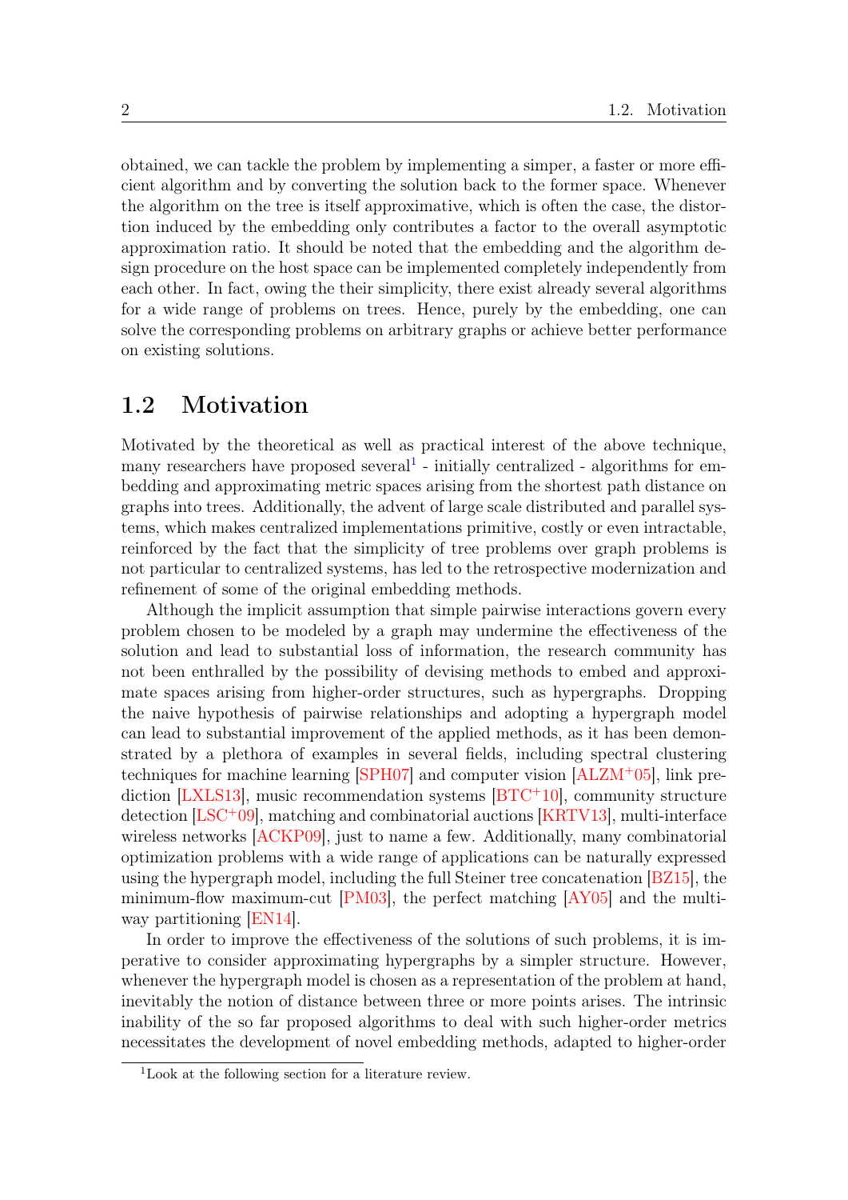obtained, we can tackle the problem by implementing a simper, a faster or more efficient algorithm and by converting the solution back to the former space. Whenever the algorithm on the tree is itself approximative, which is often the case, the distortion induced by the embedding only contributes a factor to the overall asymptotic approximation ratio. It should be noted that the embedding and the algorithm design procedure on the host space can be implemented completely independently from each other. In fact, owing the their simplicity, there exist already several algorithms for a wide range of problems on trees. Hence, purely by the embedding, one can solve the corresponding problems on arbitrary graphs or achieve better performance on existing solutions.

## 1.2 Motivation

Motivated by the theoretical as well as practical interest of the above technique, many researchers have proposed several[1] - initially centralized - algorithms for embedding and approximating metric spaces arising from the shortest path distance on graphs into trees. Additionally, the advent of large scale distributed and parallel systems, which makes centralized implementations primitive, costly or even intractable, reinforced by the fact that the simplicity of tree problems over graph problems is not particular to centralized systems, has led to the retrospective modernization and refinement of some of the original embedding methods.

Although the implicit assumption that simple pairwise interactions govern every problem chosen to be modeled by a graph may undermine the effectiveness of the solution and lead to substantial loss of information, the research community has not been enthralled by the possibility of devising methods to embed and approximate spaces arising from higher-order structures, such as hypergraphs. Dropping the naive hypothesis of pairwise relationships and adopting a hypergraph model can lead to substantial improvement of the applied methods, as it has been demonstrated by a plethora of examples in several fields, including spectral clustering techniques for machine learning [SPH07] and computer vision [ALZM+05], link prediction [LXLS13], music recommendation systems [BTC+10], community structure detection [LSC+09], matching and combinatorial auctions [KRTV13], multi-interface wireless networks [ACKP09], just to name a few. Additionally, many combinatorial optimization problems with a wide range of applications can be naturally expressed using the hypergraph model, including the full Steiner tree concatenation [BZ15], the minimum-flow maximum-cut [PM03], the perfect matching [AY05] and the multi-way partitioning [EN14].

In order to improve the effectiveness of the solutions of such problems, it is imperative to consider approximating hypergraphs by a simpler structure. However, whenever the hypergraph model is chosen as a representation of the problem at hand, inevitably the notion of distance between three or more points arises. The intrinsic inability of the so far proposed algorithms to deal with such higher-order metrics necessitates the development of novel embedding methods, adapted to higher-order

[1] Look at the following section for a literature review.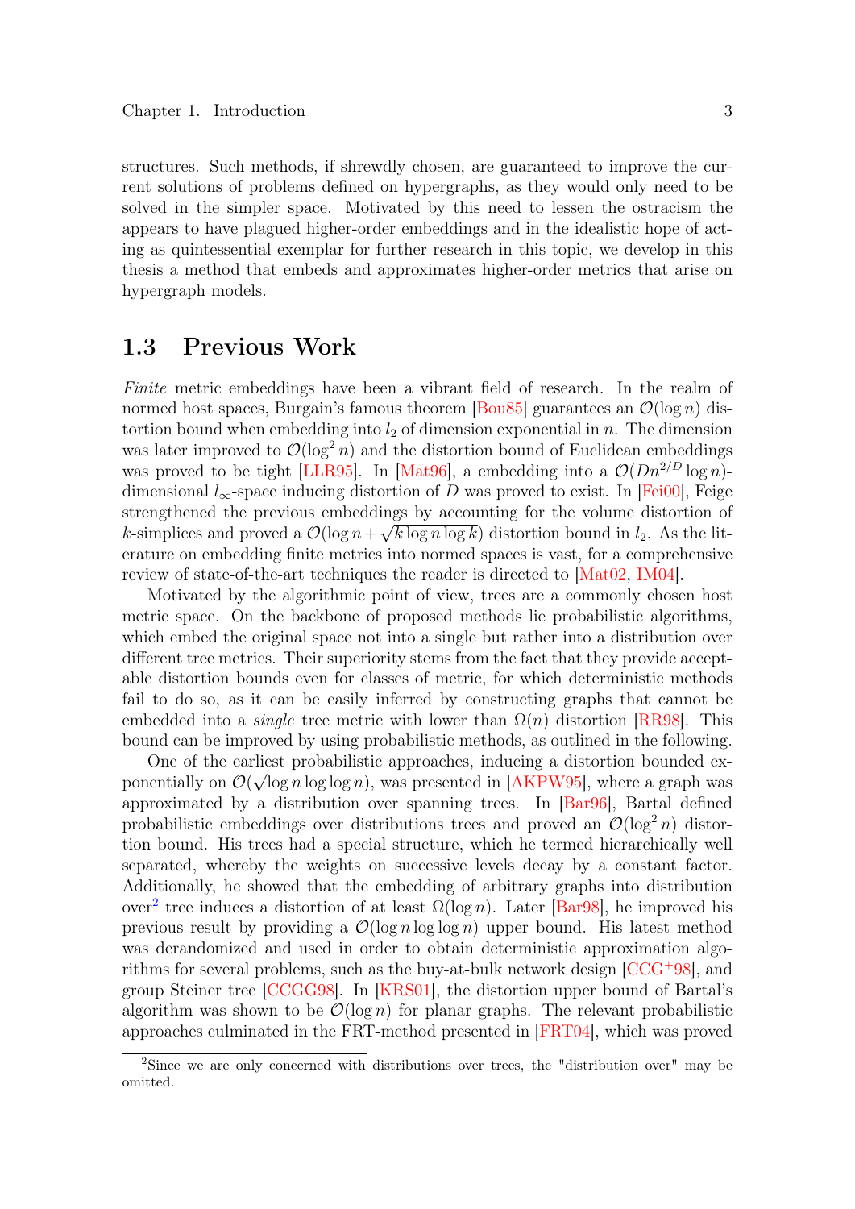structures. Such methods, if shrewdly chosen, are guaranteed to improve the current solutions of problems defined on hypergraphs, as they would only need to be solved in the simpler space. Motivated by this need to lessen the ostracism the appears to have plagued higher-order embeddings and in the idealistic hope of acting as quintessential exemplar for further research in this topic, we develop in this thesis a method that embeds and approximates higher-order metrics that arise on hypergraph models.

## 1.3 Previous Work

*Finite* metric embeddings have been a vibrant field of research. In the realm of normed host spaces, Burgain's famous theorem [Bou85] guarantees an $\mathcal{O}(\log n)$ distortion bound when embedding into $l_2$ of dimension exponential in $n$. The dimension was later improved to $\mathcal{O}(\log^2 n)$ and the distortion bound of Euclidean embeddings was proved to be tight [LLR95]. In [Mat96], a embedding into a $\mathcal{O}(Dn^{2/D}\log n)$-dimensional $l_\infty$-space inducing distortion of $D$ was proved to exist. In [Fei00], Feige strengthened the previous embeddings by accounting for the volume distortion of $k$-simplices and proved a $\mathcal{O}(\log n + \sqrt{k \log n \log k})$ distortion bound in $l_2$. As the literature on embedding finite metrics into normed spaces is vast, for a comprehensive review of state-of-the-art techniques the reader is directed to [Mat02, IM04].

Motivated by the algorithmic point of view, trees are a commonly chosen host metric space. On the backbone of proposed methods lie probabilistic algorithms, which embed the original space not into a single but rather into a distribution over different tree metrics. Their superiority stems from the fact that they provide acceptable distortion bounds even for classes of metric, for which deterministic methods fail to do so, as it can be easily inferred by constructing graphs that cannot be embedded into a *single* tree metric with lower than $\Omega(n)$ distortion [RR98]. This bound can be improved by using probabilistic methods, as outlined in the following.

One of the earliest probabilistic approaches, inducing a distortion bounded exponentially on $\mathcal{O}(\sqrt{\log n \log \log n})$, was presented in [AKPW95], where a graph was approximated by a distribution over spanning trees. In [Bar96], Bartal defined probabilistic embeddings over distributions trees and proved an $\mathcal{O}(\log^2 n)$ distortion bound. His trees had a special structure, which he termed hierarchically well separated, whereby the weights on successive levels decay by a constant factor. Additionally, he showed that the embedding of arbitrary graphs into distribution over[2] tree induces a distortion of at least $\Omega(\log n)$. Later [Bar98], he improved his previous result by providing a $\mathcal{O}(\log n \log \log n)$ upper bound. His latest method was derandomized and used in order to obtain deterministic approximation algorithms for several problems, such as the buy-at-bulk network design [CCG+98], and group Steiner tree [CCGG98]. In [KRS01], the distortion upper bound of Bartal's algorithm was shown to be $\mathcal{O}(\log n)$ for planar graphs. The relevant probabilistic approaches culminated in the FRT-method presented in [FRT04], which was proved

[2] Since we are only concerned with distributions over trees, the "distribution over" may be omitted.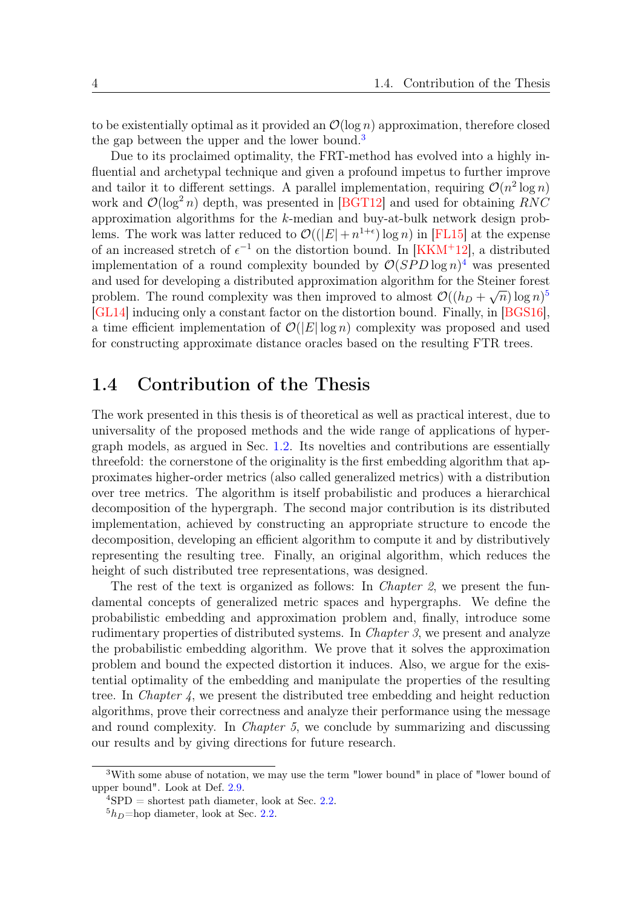to be existentially optimal as it provided an $\mathcal{O}(\log n)$ approximation, therefore closed the gap between the upper and the lower bound.[3]

Due to its proclaimed optimality, the FRT-method has evolved into a highly influential and archetypal technique and given a profound impetus to further improve and tailor it to different settings. A parallel implementation, requiring $\mathcal{O}(n^2 \log n)$ work and $\mathcal{O}(\log^2 n)$ depth, was presented in [BGT12] and used for obtaining $RNC$ approximation algorithms for the $k$-median and buy-at-bulk network design problems. The work was latter reduced to $\mathcal{O}((|E| + n^{1+\epsilon}) \log n)$ in [FL15] at the expense of an increased stretch of $\epsilon^{-1}$ on the distortion bound. In [KKM+12], a distributed implementation of a round complexity bounded by $\mathcal{O}(SPD \log n)$[4] was presented and used for developing a distributed approximation algorithm for the Steiner forest problem. The round complexity was then improved to almost $\mathcal{O}((h_D + \sqrt{n}) \log n)$[5] [GL14] inducing only a constant factor on the distortion bound. Finally, in [BGS16], a time efficient implementation of $\mathcal{O}(|E| \log n)$ complexity was proposed and used for constructing approximate distance oracles based on the resulting FTR trees.

## 1.4 Contribution of the Thesis

The work presented in this thesis is of theoretical as well as practical interest, due to universality of the proposed methods and the wide range of applications of hypergraph models, as argued in Sec. 1.2. Its novelties and contributions are essentially threefold: the cornerstone of the originality is the first embedding algorithm that approximates higher-order metrics (also called generalized metrics) with a distribution over tree metrics. The algorithm is itself probabilistic and produces a hierarchical decomposition of the hypergraph. The second major contribution is its distributed implementation, achieved by constructing an appropriate structure to encode the decomposition, developing an efficient algorithm to compute it and by distributively representing the resulting tree. Finally, an original algorithm, which reduces the height of such distributed tree representations, was designed.

The rest of the text is organized as follows: In *Chapter 2*, we present the fundamental concepts of generalized metric spaces and hypergraphs. We define the probabilistic embedding and approximation problem and, finally, introduce some rudimentary properties of distributed systems. In *Chapter 3*, we present and analyze the probabilistic embedding algorithm. We prove that it solves the approximation problem and bound the expected distortion it induces. Also, we argue for the existential optimality of the embedding and manipulate the properties of the resulting tree. In *Chapter 4*, we present the distributed tree embedding and height reduction algorithms, prove their correctness and analyze their performance using the message and round complexity. In *Chapter 5*, we conclude by summarizing and discussing our results and by giving directions for future research.

---

[3] With some abuse of notation, we may use the term "lower bound" in place of "lower bound of upper bound". Look at Def. 2.9.

[4] SPD = shortest path diameter, look at Sec. 2.2.

[5] $h_D$=hop diameter, look at Sec. 2.2.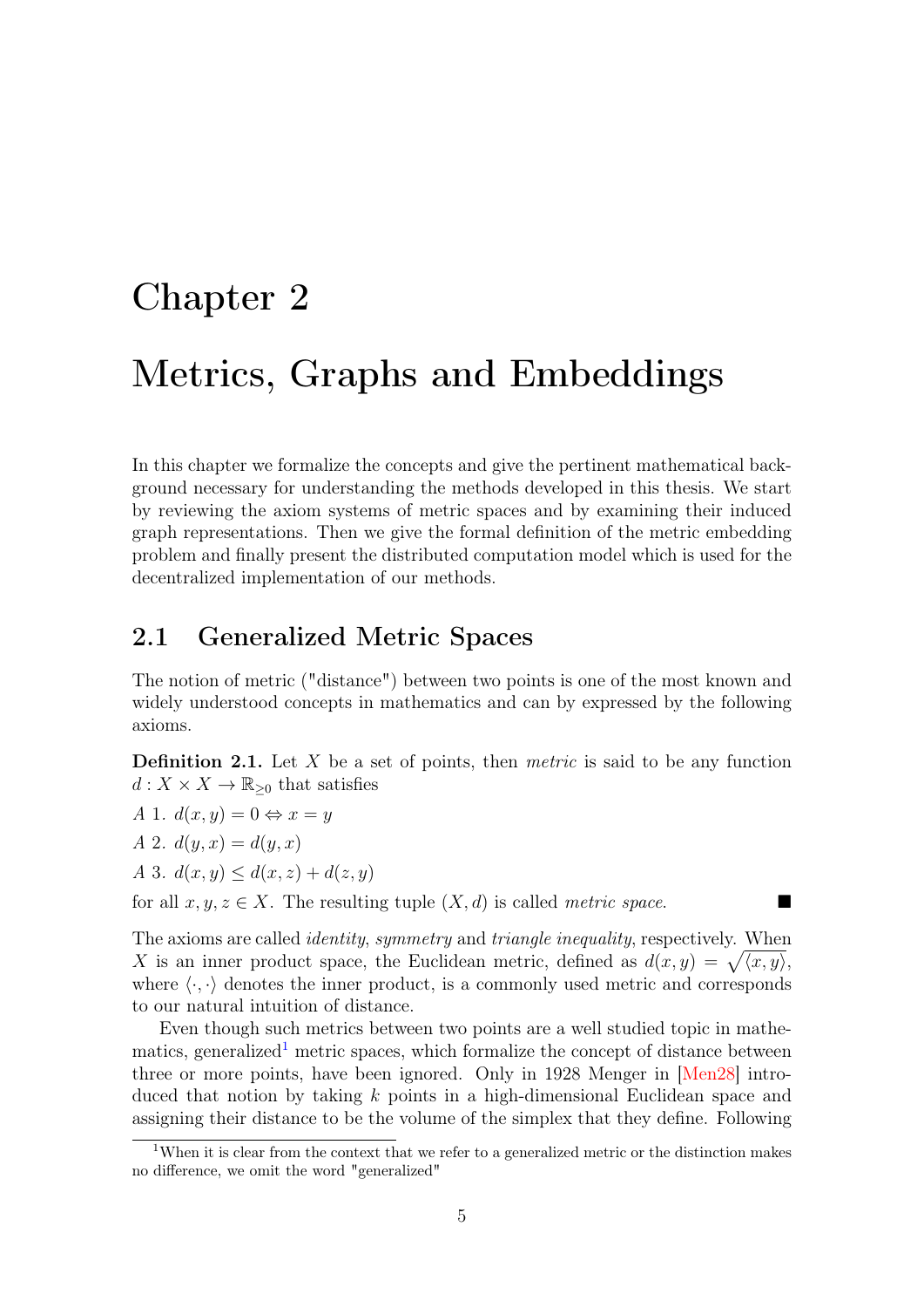# Chapter 2

# Metrics, Graphs and Embeddings

In this chapter we formalize the concepts and give the pertinent mathematical background necessary for understanding the methods developed in this thesis. We start by reviewing the axiom systems of metric spaces and by examining their induced graph representations. Then we give the formal definition of the metric embedding problem and finally present the distributed computation model which is used for the decentralized implementation of our methods.

## 2.1 Generalized Metric Spaces

The notion of metric ("distance") between two points is one of the most known and widely understood concepts in mathematics and can by expressed by the following axioms.

**Definition 2.1.** Let $X$ be a set of points, then *metric* is said to be any function $d : X \times X \to \mathbb{R}_{\geq 0}$ that satisfies

*A* 1. $d(x, y) = 0 \Leftrightarrow x = y$

*A* 2. $d(y, x) = d(y, x)$

*A* 3. $d(x, y) \leq d(x, z) + d(z, y)$

for all $x, y, z \in X$. The resulting tuple $(X, d)$ is called *metric space*. ∎

The axioms are called *identity*, *symmetry* and *triangle inequality*, respectively. When $X$ is an inner product space, the Euclidean metric, defined as $d(x, y) = \sqrt{\langle x, y \rangle}$, where $\langle \cdot, \cdot \rangle$ denotes the inner product, is a commonly used metric and corresponds to our natural intuition of distance.

Even though such metrics between two points are a well studied topic in mathematics, generalized[1] metric spaces, which formalize the concept of distance between three or more points, have been ignored. Only in 1928 Menger in [Men28] introduced that notion by taking $k$ points in a high-dimensional Euclidean space and assigning their distance to be the volume of the simplex that they define. Following

[1] When it is clear from the context that we refer to a generalized metric or the distinction makes no difference, we omit the word "generalized"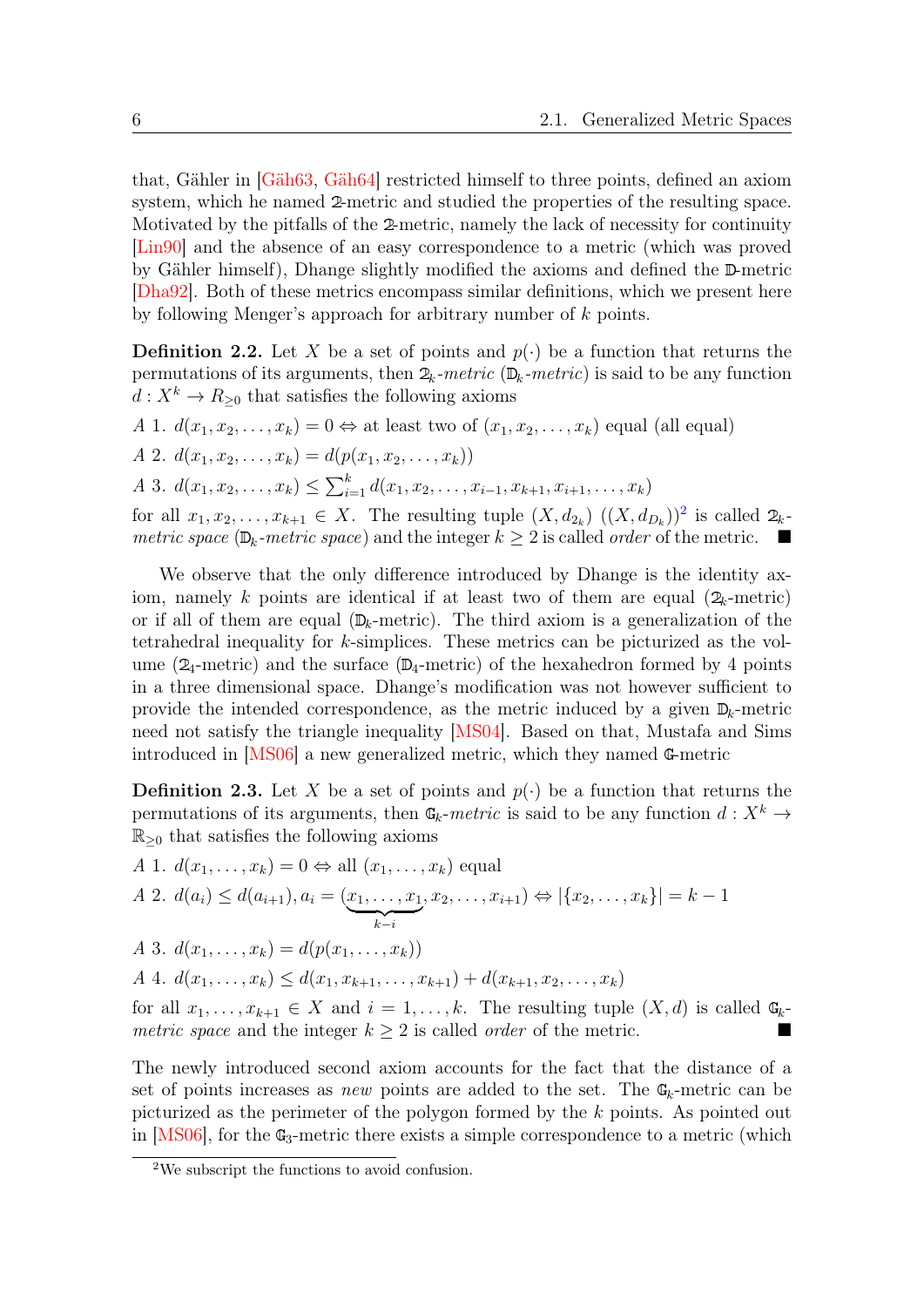that, Gähler in [Gäh63, Gäh64] restricted himself to three points, defined an axiom system, which he named $\mathbb{2}$-metric and studied the properties of the resulting space. Motivated by the pitfalls of the $\mathbb{2}$-metric, namely the lack of necessity for continuity [Lin90] and the absence of an easy correspondence to a metric (which was proved by Gähler himself), Dhange slightly modified the axioms and defined the $\mathbb{D}$-metric [Dha92]. Both of these metrics encompass similar definitions, which we present here by following Menger's approach for arbitrary number of $k$ points.

**Definition 2.2.** Let $X$ be a set of points and $p(\cdot)$ be a function that returns the permutations of its arguments, then $\mathbb{2}_k$*-metric* ($\mathbb{D}_k$*-metric*) is said to be any function $d : X^k \to R_{\geq 0}$ that satisfies the following axioms

*A* 1. $d(x_1, x_2, \ldots, x_k) = 0 \Leftrightarrow$ at least two of $(x_1, x_2, \ldots, x_k)$ equal (all equal)

*A* 2. $d(x_1, x_2, \ldots, x_k) = d(p(x_1, x_2, \ldots, x_k))$

*A* 3. $d(x_1, x_2, \ldots, x_k) \leq \sum_{i=1}^{k} d(x_1, x_2, \ldots, x_{i-1}, x_{k+1}, x_{i+1}, \ldots, x_k)$

for all $x_1, x_2, \ldots, x_{k+1} \in X$. The resulting tuple $(X, d_{\mathbb{2}_k})$ ($(X, d_{D_k})$)[2] is called $\mathbb{2}_k$*-metric space* ($\mathbb{D}_k$*-metric space*) and the integer $k \geq 2$ is called *order* of the metric. ■

We observe that the only difference introduced by Dhange is the identity axiom, namely $k$ points are identical if at least two of them are equal ($\mathbb{2}_k$-metric) or if all of them are equal ($\mathbb{D}_k$-metric). The third axiom is a generalization of the tetrahedral inequality for $k$-simplices. These metrics can be picturized as the volume ($\mathbb{2}_4$-metric) and the surface ($\mathbb{D}_4$-metric) of the hexahedron formed by 4 points in a three dimensional space. Dhange's modification was not however sufficient to provide the intended correspondence, as the metric induced by a given $\mathbb{D}_k$-metric need not satisfy the triangle inequality [MS04]. Based on that, Mustafa and Sims introduced in [MS06] a new generalized metric, which they named $\mathbb{G}$-metric

**Definition 2.3.** Let $X$ be a set of points and $p(\cdot)$ be a function that returns the permutations of its arguments, then $\mathbb{G}_k$*-metric* is said to be any function $d : X^k \to \mathbb{R}_{\geq 0}$ that satisfies the following axioms

*A* 1. $d(x_1, \ldots, x_k) = 0 \Leftrightarrow$ all $(x_1, \ldots, x_k)$ equal

*A* 2. $d(a_i) \leq d(a_{i+1}), a_i = (\underbrace{x_1, \ldots, x_1}_{k-i}, x_2, \ldots, x_{i+1}) \Leftrightarrow |\{x_2, \ldots, x_k\}| = k - 1$

*A* 3. $d(x_1, \ldots, x_k) = d(p(x_1, \ldots, x_k))$

*A* 4. $d(x_1, \ldots, x_k) \leq d(x_1, x_{k+1}, \ldots, x_{k+1}) + d(x_{k+1}, x_2, \ldots, x_k)$

for all $x_1, \ldots, x_{k+1} \in X$ and $i = 1, \ldots, k$. The resulting tuple $(X, d)$ is called $\mathbb{G}_k$*-metric space* and the integer $k \geq 2$ is called *order* of the metric. ■

The newly introduced second axiom accounts for the fact that the distance of a set of points increases as *new* points are added to the set. The $\mathbb{G}_k$-metric can be picturized as the perimeter of the polygon formed by the $k$ points. As pointed out in [MS06], for the $\mathbb{G}_3$-metric there exists a simple correspondence to a metric (which

[2] We subscript the functions to avoid confusion.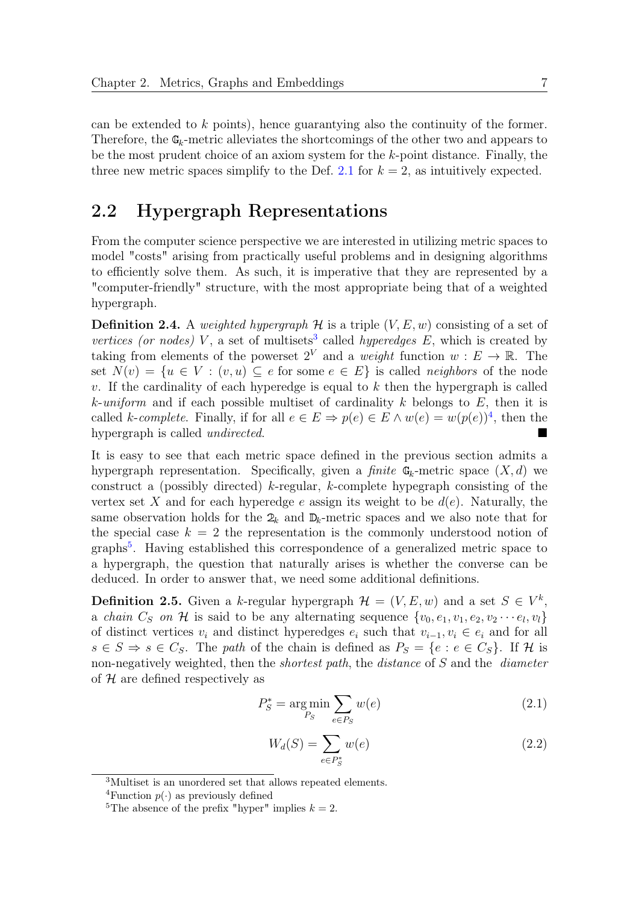can be extended to $k$ points), hence guarantying also the continuity of the former. Therefore, the $\mathbb{G}_k$-metric alleviates the shortcomings of the other two and appears to be the most prudent choice of an axiom system for the $k$-point distance. Finally, the three new metric spaces simplify to the Def. 2.1 for $k = 2$, as intuitively expected.

## 2.2 Hypergraph Representations

From the computer science perspective we are interested in utilizing metric spaces to model "costs" arising from practically useful problems and in designing algorithms to efficiently solve them. As such, it is imperative that they are represented by a "computer-friendly" structure, with the most appropriate being that of a weighted hypergraph.

**Definition 2.4.** A *weighted hypergraph* $\mathcal{H}$ is a triple $(V, E, w)$ consisting of a set of *vertices (or nodes)* $V$, a set of multisets[3] called *hyperedges* $E$, which is created by taking from elements of the powerset $2^V$ and a *weight* function $w : E \to \mathbb{R}$. The set $N(v) = \{u \in V : (v, u) \subseteq e \text{ for some } e \in E\}$ is called *neighbors* of the node $v$. If the cardinality of each hyperedge is equal to $k$ then the hypergraph is called $k$*-uniform* and if each possible multiset of cardinality $k$ belongs to $E$, then it is called $k$*-complete*. Finally, if for all $e \in E \Rightarrow p(e) \in E \wedge w(e) = w(p(e))$[4], then the hypergraph is called *undirected*. ■

It is easy to see that each metric space defined in the previous section admits a hypergraph representation. Specifically, given a *finite* $\mathbb{G}_k$-metric space $(X, d)$ we construct a (possibly directed) $k$-regular, $k$-complete hypegraph consisting of the vertex set $X$ and for each hyperedge $e$ assign its weight to be $d(e)$. Naturally, the same observation holds for the $\mathbb{2}_k$ and $\mathbb{D}_k$-metric spaces and we also note that for the special case $k = 2$ the representation is the commonly understood notion of graphs[5]. Having established this correspondence of a generalized metric space to a hypergraph, the question that naturally arises is whether the converse can be deduced. In order to answer that, we need some additional definitions.

**Definition 2.5.** Given a $k$-regular hypergraph $\mathcal{H} = (V, E, w)$ and a set $S \in V^k$, a *chain* $C_S$ *on* $\mathcal{H}$ is said to be any alternating sequence $\{v_0, e_1, v_1, e_2, v_2 \cdots e_l, v_l\}$ of distinct vertices $v_i$ and distinct hyperedges $e_i$ such that $v_{i-1}, v_i \in e_i$ and for all $s \in S \Rightarrow s \in C_S$. The *path* of the chain is defined as $P_S = \{e : e \in C_S\}$. If $\mathcal{H}$ is non-negatively weighted, then the *shortest path*, the *distance* of $S$ and the *diameter* of $\mathcal{H}$ are defined respectively as

$$P_S^* = \arg\min_{P_S} \sum_{e \in P_S} w(e) \tag{2.1}$$

$$W_d(S) = \sum_{e \in P_S^*} w(e) \tag{2.2}$$

[3] Multiset is an unordered set that allows repeated elements.

[4] Function $p(\cdot)$ as previously defined

[5] The absence of the prefix "hyper" implies $k = 2$.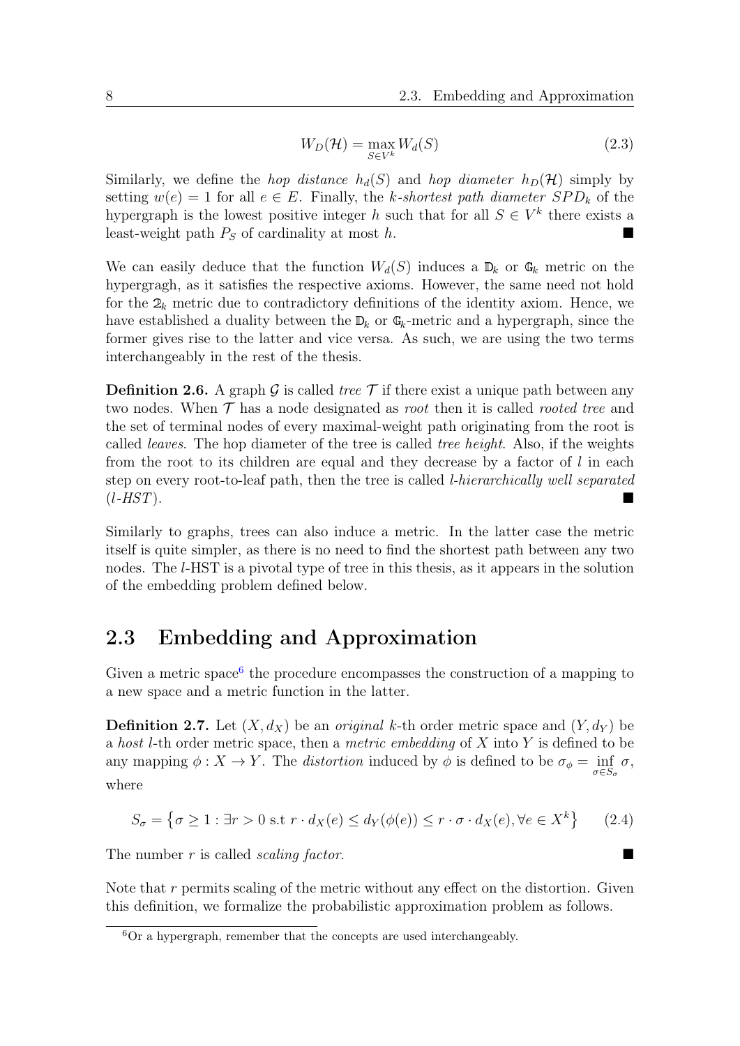$$W_D(\mathcal{H}) = \max_{S \in V^k} W_d(S) \tag{2.3}$$

Similarly, we define the *hop distance* $h_d(S)$ and *hop diameter* $h_D(\mathcal{H})$ simply by setting $w(e) = 1$ for all $e \in E$. Finally, the *k-shortest path diameter* $SPD_k$ of the hypergraph is the lowest positive integer $h$ such that for all $S \in V^k$ there exists a least-weight path $P_S$ of cardinality at most $h$. ■

We can easily deduce that the function $W_d(S)$ induces a $\mathbb{D}_k$ or $\mathbb{G}_k$ metric on the hypergragh, as it satisfies the respective axioms. However, the same need not hold for the $\mathfrak{Q}_k$ metric due to contradictory definitions of the identity axiom. Hence, we have established a duality between the $\mathbb{D}_k$ or $\mathbb{G}_k$-metric and a hypergraph, since the former gives rise to the latter and vice versa. As such, we are using the two terms interchangeably in the rest of the thesis.

**Definition 2.6.** A graph $\mathcal{G}$ is called *tree* $\mathcal{T}$ if there exist a unique path between any two nodes. When $\mathcal{T}$ has a node designated as *root* then it is called *rooted tree* and the set of terminal nodes of every maximal-weight path originating from the root is called *leaves*. The hop diameter of the tree is called *tree height*. Also, if the weights from the root to its children are equal and they decrease by a factor of $l$ in each step on every root-to-leaf path, then the tree is called *l-hierarchically well separated* (*l-HST*). ■

Similarly to graphs, trees can also induce a metric. In the latter case the metric itself is quite simpler, as there is no need to find the shortest path between any two nodes. The $l$-HST is a pivotal type of tree in this thesis, as it appears in the solution of the embedding problem defined below.

## 2.3 Embedding and Approximation

Given a metric space[6] the procedure encompasses the construction of a mapping to a new space and a metric function in the latter.

**Definition 2.7.** Let $(X, d_X)$ be an *original* $k$-th order metric space and $(Y, d_Y)$ be a *host* $l$-th order metric space, then a *metric embedding* of $X$ into $Y$ is defined to be any mapping $\phi : X \to Y$. The *distortion* induced by $\phi$ is defined to be $\sigma_\phi = \inf_{\sigma \in S_\sigma} \sigma$, where

$$S_\sigma = \left\{ \sigma \geq 1 : \exists r > 0 \text{ s.t } r \cdot d_X(e) \leq d_Y(\phi(e)) \leq r \cdot \sigma \cdot d_X(e), \forall e \in X^k \right\} \tag{2.4}$$

The number $r$ is called *scaling factor*. ■

Note that $r$ permits scaling of the metric without any effect on the distortion. Given this definition, we formalize the probabilistic approximation problem as follows.

[6] Or a hypergraph, remember that the concepts are used interchangeably.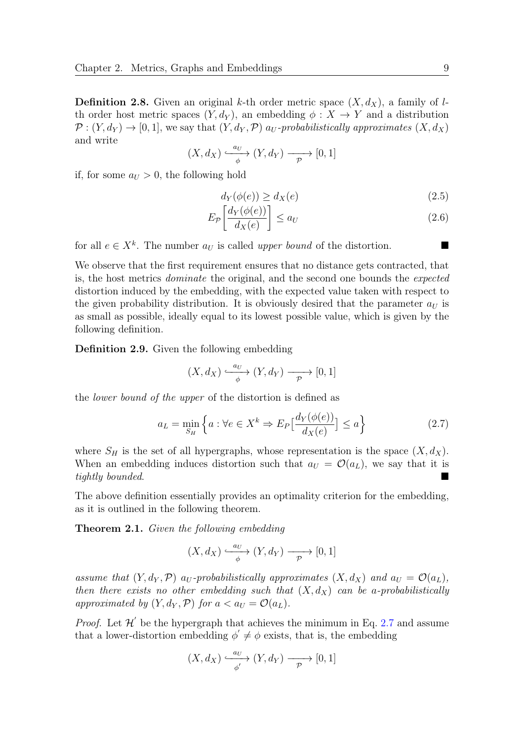**Definition 2.8.** Given an original $k$-th order metric space $(X, d_X)$, a family of $l$-th order host metric spaces $(Y, d_Y)$, an embedding $\phi : X \to Y$ and a distribution $\mathcal{P} : (Y, d_Y) \to [0, 1]$, we say that $(Y, d_Y, \mathcal{P})$ *$a_U$-probabilistically approximates* $(X, d_X)$ and write

$$(X, d_X) \xhookrightarrow[\phi]{a_U} (Y, d_Y) \xrightarrow[\mathcal{P}]{} [0, 1]$$

if, for some $a_U > 0$, the following hold

$$d_Y(\phi(e)) \geq d_X(e) \tag{2.5}$$

$$E_{\mathcal{P}}\left[\frac{d_Y(\phi(e))}{d_X(e)}\right] \leq a_U \tag{2.6}$$

for all $e \in X^k$. The number $a_U$ is called *upper bound* of the distortion. ■

We observe that the first requirement ensures that no distance gets contracted, that is, the host metrics *dominate* the original, and the second one bounds the *expected* distortion induced by the embedding, with the expected value taken with respect to the given probability distribution. It is obviously desired that the parameter $a_U$ is as small as possible, ideally equal to its lowest possible value, which is given by the following definition.

**Definition 2.9.** Given the following embedding

$$(X, d_X) \xhookrightarrow[\phi]{a_U} (Y, d_Y) \xrightarrow[\mathcal{P}]{} [0, 1]$$

the *lower bound of the upper* of the distortion is defined as

$$a_L = \min_{S_H} \left\{ a : \forall e \in X^k \Rightarrow E_P\left[\frac{d_Y(\phi(e))}{d_X(e)}\right] \leq a \right\} \tag{2.7}$$

where $S_H$ is the set of all hypergraphs, whose representation is the space $(X, d_X)$. When an embedding induces distortion such that $a_U = \mathcal{O}(a_L)$, we say that it is *tightly bounded*. ■

The above definition essentially provides an optimality criterion for the embedding, as it is outlined in the following theorem.

**Theorem 2.1.** *Given the following embedding*

$$(X, d_X) \xhookrightarrow[\phi]{a_U} (Y, d_Y) \xrightarrow[\mathcal{P}]{} [0, 1]$$

*assume that $(Y, d_Y, \mathcal{P})$ $a_U$-probabilistically approximates $(X, d_X)$ and $a_U = \mathcal{O}(a_L)$, then there exists no other embedding such that $(X, d_X)$ can be $a$-probabilistically approximated by $(Y, d_Y, \mathcal{P})$ for $a < a_U = \mathcal{O}(a_L)$.*

*Proof.* Let $\mathcal{H}'$ be the hypergraph that achieves the minimum in Eq. 2.7 and assume that a lower-distortion embedding $\phi' \neq \phi$ exists, that is, the embedding

$$(X, d_X) \xhookrightarrow[\phi']{a_U} (Y, d_Y) \xrightarrow[\mathcal{P}]{} [0, 1]$$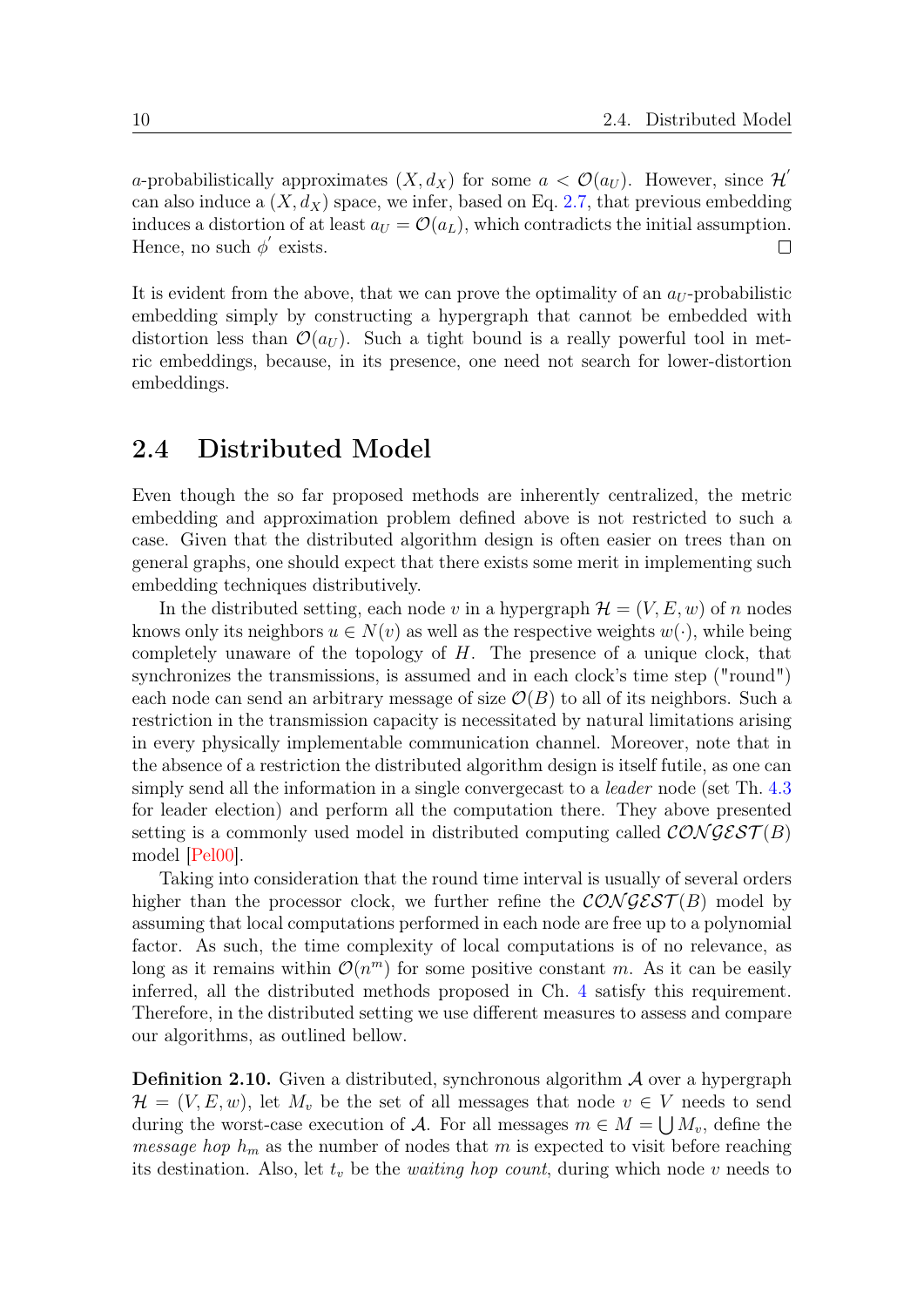$a$-probabilistically approximates $(X, d_X)$ for some $a < \mathcal{O}(a_U)$. However, since $\mathcal{H}'$ can also induce a $(X, d_X)$ space, we infer, based on Eq. 2.7, that previous embedding induces a distortion of at least $a_U = \mathcal{O}(a_L)$, which contradicts the initial assumption. Hence, no such $\phi'$ exists. □

It is evident from the above, that we can prove the optimality of an $a_U$-probabilistic embedding simply by constructing a hypergraph that cannot be embedded with distortion less than $\mathcal{O}(a_U)$. Such a tight bound is a really powerful tool in metric embeddings, because, in its presence, one need not search for lower-distortion embeddings.

## 2.4 Distributed Model

Even though the so far proposed methods are inherently centralized, the metric embedding and approximation problem defined above is not restricted to such a case. Given that the distributed algorithm design is often easier on trees than on general graphs, one should expect that there exists some merit in implementing such embedding techniques distributively.

In the distributed setting, each node $v$ in a hypergraph $\mathcal{H} = (V, E, w)$ of $n$ nodes knows only its neighbors $u \in N(v)$ as well as the respective weights $w(\cdot)$, while being completely unaware of the topology of $H$. The presence of a unique clock, that synchronizes the transmissions, is assumed and in each clock's time step ("round") each node can send an arbitrary message of size $\mathcal{O}(B)$ to all of its neighbors. Such a restriction in the transmission capacity is necessitated by natural limitations arising in every physically implementable communication channel. Moreover, note that in the absence of a restriction the distributed algorithm design is itself futile, as one can simply send all the information in a single convergecast to a *leader* node (set Th. 4.3 for leader election) and perform all the computation there. They above presented setting is a commonly used model in distributed computing called $\mathcal{CONGEST}(B)$ model [Pel00].

Taking into consideration that the round time interval is usually of several orders higher than the processor clock, we further refine the $\mathcal{CONGEST}(B)$ model by assuming that local computations performed in each node are free up to a polynomial factor. As such, the time complexity of local computations is of no relevance, as long as it remains within $\mathcal{O}(n^m)$ for some positive constant $m$. As it can be easily inferred, all the distributed methods proposed in Ch. 4 satisfy this requirement. Therefore, in the distributed setting we use different measures to assess and compare our algorithms, as outlined bellow.

**Definition 2.10.** Given a distributed, synchronous algorithm $\mathcal{A}$ over a hypergraph $\mathcal{H} = (V, E, w)$, let $M_v$ be the set of all messages that node $v \in V$ needs to send during the worst-case execution of $\mathcal{A}$. For all messages $m \in M = \bigcup M_v$, define the *message hop* $h_m$ as the number of nodes that $m$ is expected to visit before reaching its destination. Also, let $t_v$ be the *waiting hop count*, during which node $v$ needs to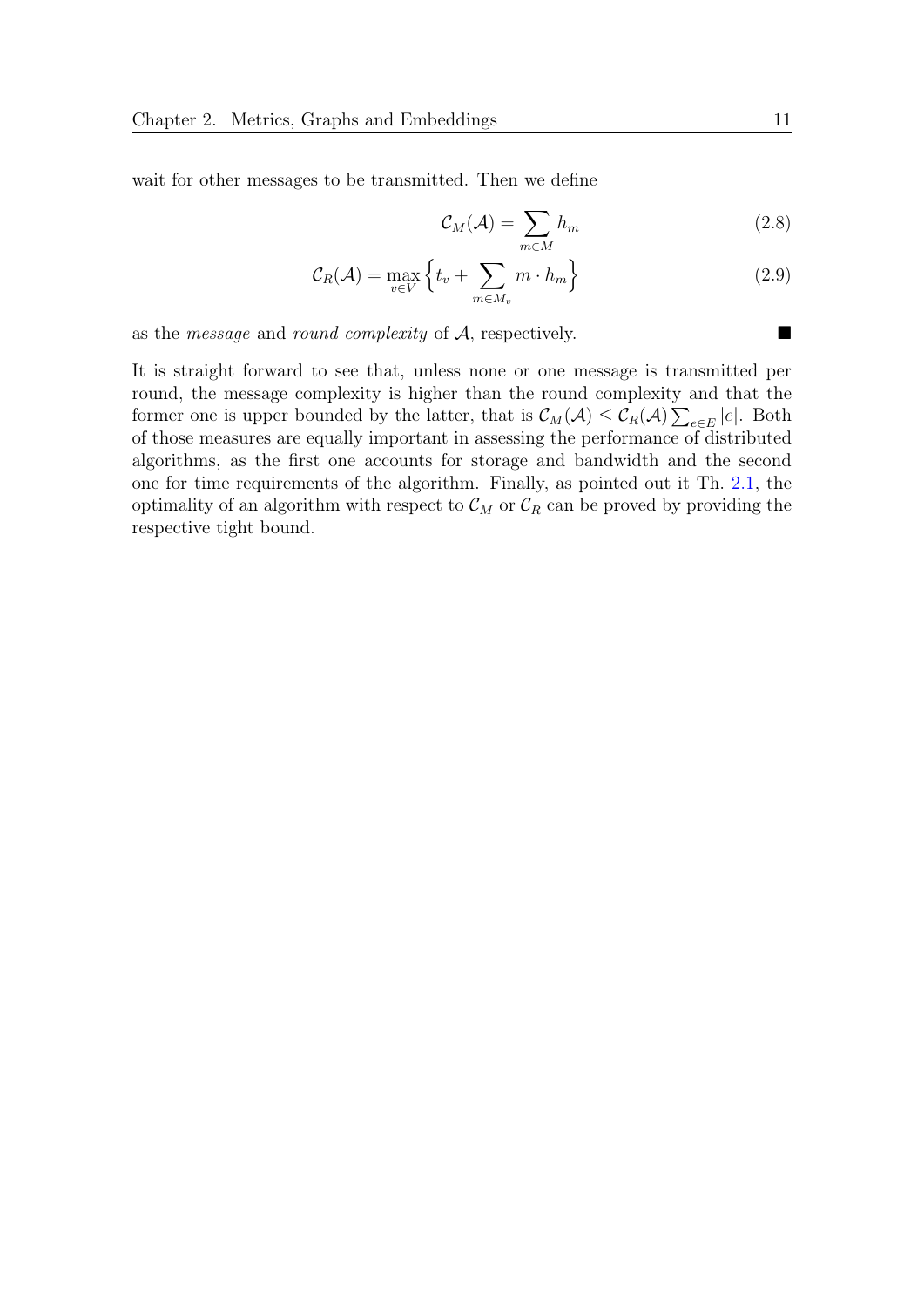wait for other messages to be transmitted. Then we define

$$\mathcal{C}_M(\mathcal{A}) = \sum_{m \in M} h_m \tag{2.8}$$

$$\mathcal{C}_R(\mathcal{A}) = \max_{v \in V} \left\{ t_v + \sum_{m \in M_v} m \cdot h_m \right\} \tag{2.9}$$

as the *message* and *round complexity* of $\mathcal{A}$, respectively. ■

It is straight forward to see that, unless none or one message is transmitted per round, the message complexity is higher than the round complexity and that the former one is upper bounded by the latter, that is $\mathcal{C}_M(\mathcal{A}) \leq \mathcal{C}_R(\mathcal{A}) \sum_{e \in E} |e|$. Both of those measures are equally important in assessing the performance of distributed algorithms, as the first one accounts for storage and bandwidth and the second one for time requirements of the algorithm. Finally, as pointed out it Th. 2.1, the optimality of an algorithm with respect to $\mathcal{C}_M$ or $\mathcal{C}_R$ can be proved by providing the respective tight bound.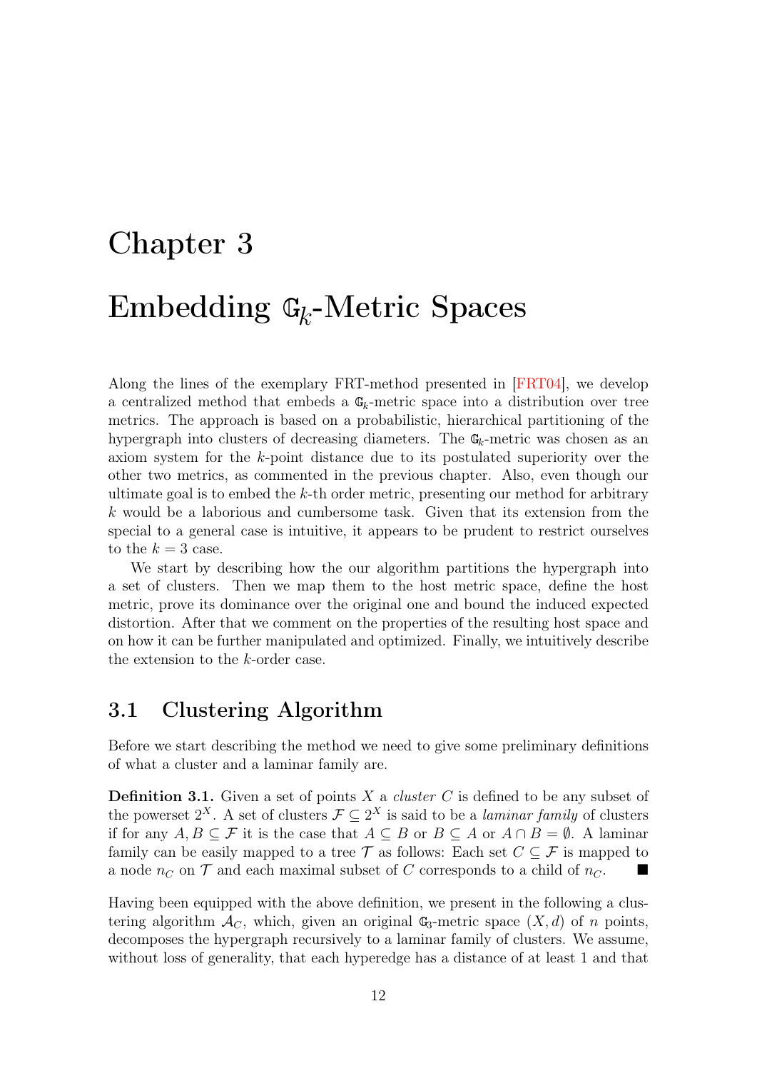# Chapter 3

# Embedding $\mathbb{G}_k$-Metric Spaces

Along the lines of the exemplary FRT-method presented in [FRT04], we develop a centralized method that embeds a $\mathbb{G}_k$-metric space into a distribution over tree metrics. The approach is based on a probabilistic, hierarchical partitioning of the hypergraph into clusters of decreasing diameters. The $\mathbb{G}_k$-metric was chosen as an axiom system for the $k$-point distance due to its postulated superiority over the other two metrics, as commented in the previous chapter. Also, even though our ultimate goal is to embed the $k$-th order metric, presenting our method for arbitrary $k$ would be a laborious and cumbersome task. Given that its extension from the special to a general case is intuitive, it appears to be prudent to restrict ourselves to the $k = 3$ case.

We start by describing how the our algorithm partitions the hypergraph into a set of clusters. Then we map them to the host metric space, define the host metric, prove its dominance over the original one and bound the induced expected distortion. After that we comment on the properties of the resulting host space and on how it can be further manipulated and optimized. Finally, we intuitively describe the extension to the $k$-order case.

## 3.1 Clustering Algorithm

Before we start describing the method we need to give some preliminary definitions of what a cluster and a laminar family are.

**Definition 3.1.** Given a set of points $X$ a *cluster* $C$ is defined to be any subset of the powerset $2^X$. A set of clusters $\mathcal{F} \subseteq 2^X$ is said to be a *laminar family* of clusters if for any $A, B \subseteq \mathcal{F}$ it is the case that $A \subseteq B$ or $B \subseteq A$ or $A \cap B = \emptyset$. A laminar family can be easily mapped to a tree $\mathcal{T}$ as follows: Each set $C \subseteq \mathcal{F}$ is mapped to a node $n_C$ on $\mathcal{T}$ and each maximal subset of $C$ corresponds to a child of $n_C$. ■

Having been equipped with the above definition, we present in the following a clustering algorithm $\mathcal{A}_C$, which, given an original $\mathbb{G}_3$-metric space $(X, d)$ of $n$ points, decomposes the hypergraph recursively to a laminar family of clusters. We assume, without loss of generality, that each hyperedge has a distance of at least 1 and that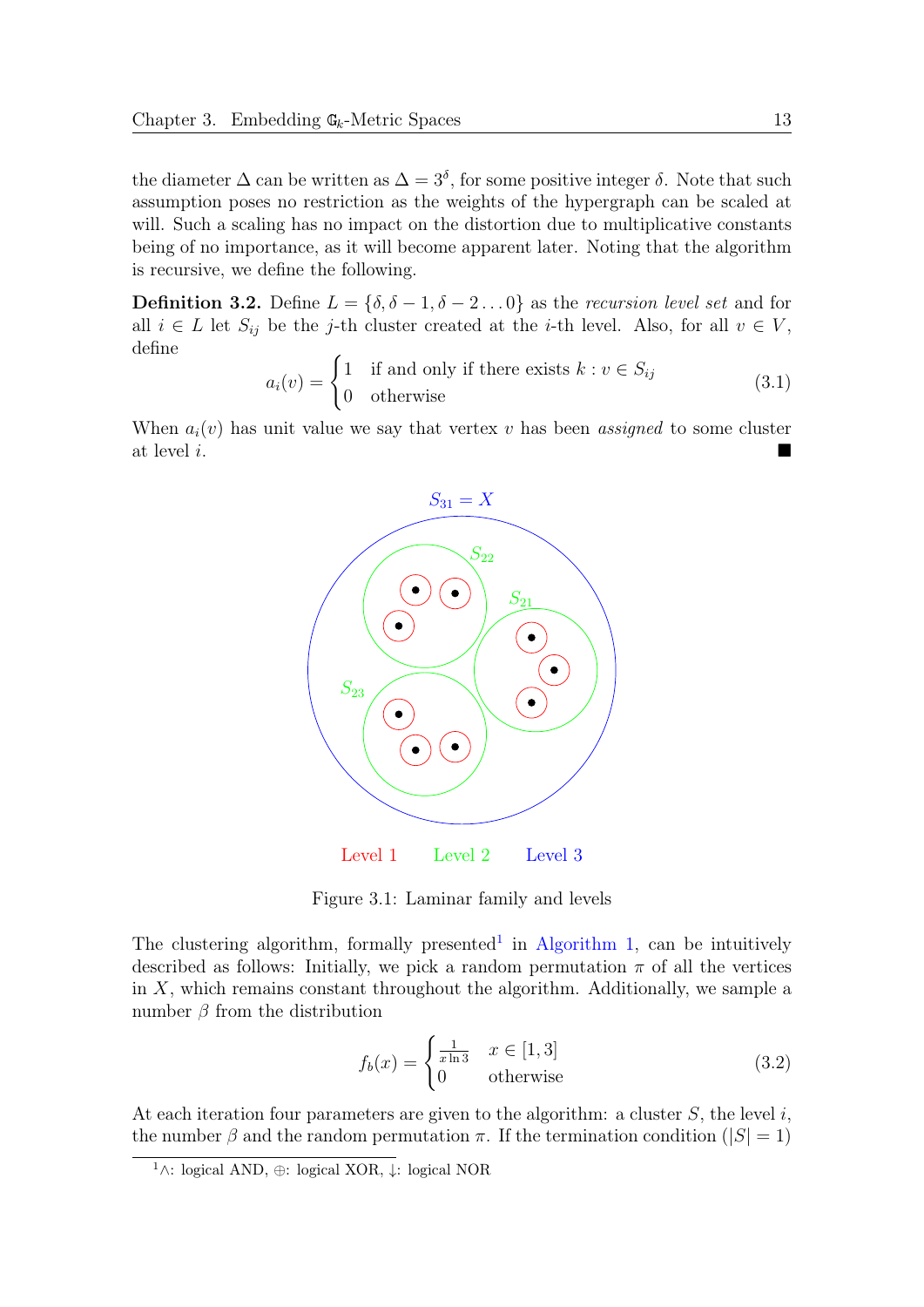the diameter $\Delta$ can be written as $\Delta = 3^\delta$, for some positive integer $\delta$. Note that such assumption poses no restriction as the weights of the hypergraph can be scaled at will. Such a scaling has no impact on the distortion due to multiplicative constants being of no importance, as it will become apparent later. Noting that the algorithm is recursive, we define the following.

**Definition 3.2.** Define $L = \{\delta, \delta-1, \delta-2 \dots 0\}$ as the *recursion level set* and for all $i \in L$ let $S_{ij}$ be the $j$-th cluster created at the $i$-th level. Also, for all $v \in V$, define

$$a_i(v) = \begin{cases} 1 & \text{if and only if there exists } k : v \in S_{ij} \\ 0 & \text{otherwise} \end{cases} \tag{3.1}$$

When $a_i(v)$ has unit value we say that vertex $v$ has been *assigned* to some cluster at level $i$. ■

$S_{31} = X$

$S_{22}$ $S_{21}$ $S_{23}$

Level 1 Level 2 Level 3

Figure 3.1: Laminar family and levels

The clustering algorithm, formally presented[1] in Algorithm 1, can be intuitively described as follows: Initially, we pick a random permutation $\pi$ of all the vertices in $X$, which remains constant throughout the algorithm. Additionally, we sample a number $\beta$ from the distribution

$$f_b(x) = \begin{cases} \frac{1}{x \ln 3} & x \in [1, 3] \\ 0 & \text{otherwise} \end{cases} \tag{3.2}$$

At each iteration four parameters are given to the algorithm: a cluster $S$, the level $i$, the number $\beta$ and the random permutation $\pi$. If the termination condition ($|S| = 1$)

[1] $\wedge$: logical AND, $\oplus$: logical XOR, $\downarrow$: logical NOR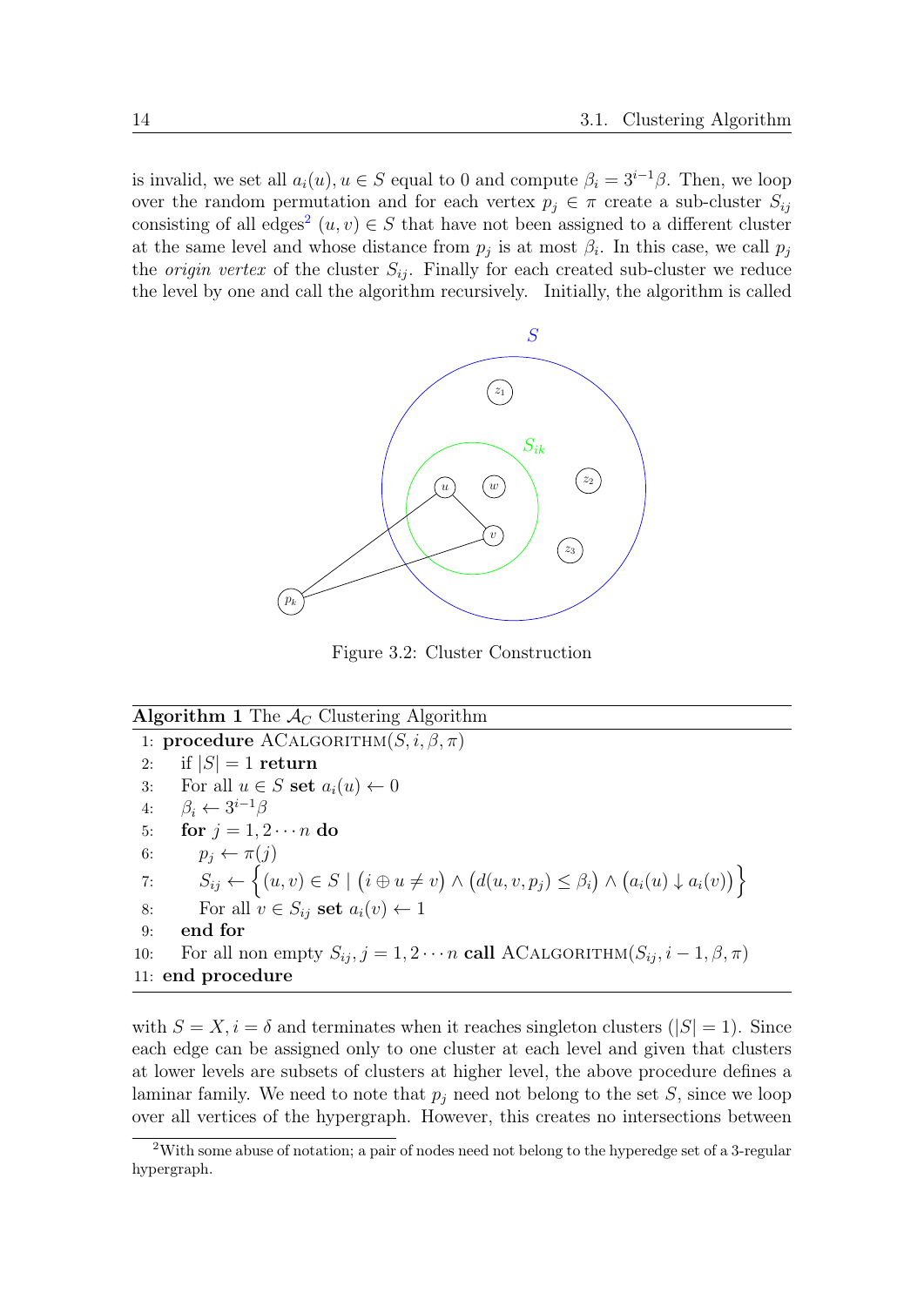is invalid, we set all $a_i(u), u \in S$ equal to 0 and compute $\beta_i = 3^{i-1}\beta$. Then, we loop over the random permutation and for each vertex $p_j \in \pi$ create a sub-cluster $S_{ij}$ consisting of all edges[2] $(u, v) \in S$ that have not been assigned to a different cluster at the same level and whose distance from $p_j$ is at most $\beta_i$. In this case, we call $p_j$ the *origin vertex* of the cluster $S_{ij}$. Finally for each created sub-cluster we reduce the level by one and call the algorithm recursively. Initially, the algorithm is called

Figure 3.2: Cluster Construction

**Algorithm 1** The $\mathcal{A}_C$ Clustering Algorithm

1: **procedure** ACALGORITHM$(S, i, \beta, \pi)$
2: if $|S| = 1$ **return**
3: For all $u \in S$ **set** $a_i(u) \leftarrow 0$
4: $\beta_i \leftarrow 3^{i-1}\beta$
5: **for** $j = 1, 2 \cdots n$ **do**
6: $p_j \leftarrow \pi(j)$
7: $S_{ij} \leftarrow \Big\{(u, v) \in S \mid \big(i \oplus u \neq v\big) \wedge \big(d(u, v, p_j) \leq \beta_i\big) \wedge \big(a_i(u) \downarrow a_i(v)\big)\Big\}$
8: For all $v \in S_{ij}$ **set** $a_i(v) \leftarrow 1$
9: **end for**
10: For all non empty $S_{ij}, j = 1, 2 \cdots n$ **call** ACALGORITHM$(S_{ij}, i - 1, \beta, \pi)$
11: **end procedure**

with $S = X, i = \delta$ and terminates when it reaches singleton clusters ($|S| = 1$). Since each edge can be assigned only to one cluster at each level and given that clusters at lower levels are subsets of clusters at higher level, the above procedure defines a laminar family. We need to note that $p_j$ need not belong to the set $S$, since we loop over all vertices of the hypergraph. However, this creates no intersections between

[2] With some abuse of notation; a pair of nodes need not belong to the hyperedge set of a 3-regular hypergraph.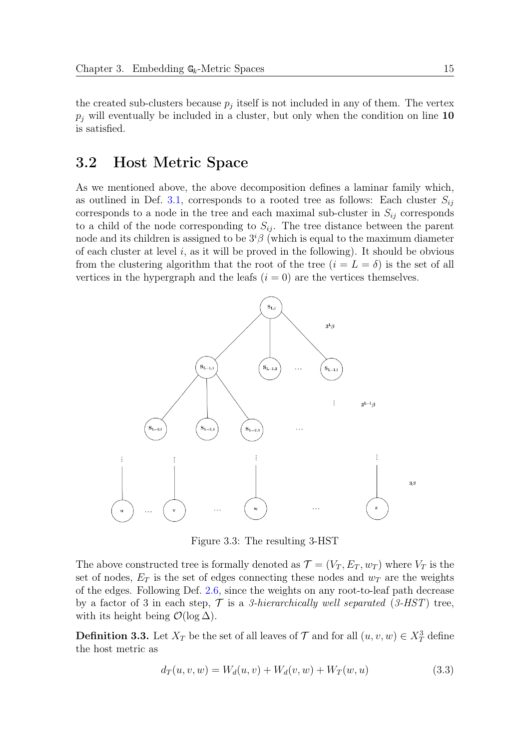the created sub-clusters because $p_j$ itself is not included in any of them. The vertex $p_j$ will eventually be included in a cluster, but only when the condition on line **10** is satisfied.

## 3.2 Host Metric Space

As we mentioned above, the above decomposition defines a laminar family which, as outlined in Def. 3.1, corresponds to a rooted tree as follows: Each cluster $S_{ij}$ corresponds to a node in the tree and each maximal sub-cluster in $S_{ij}$ corresponds to a child of the node corresponding to $S_{ij}$. The tree distance between the parent node and its children is assigned to be $3^i\beta$ (which is equal to the maximum diameter of each cluster at level $i$, as it will be proved in the following). It should be obvious from the clustering algorithm that the root of the tree ($i = L = \delta$) is the set of all vertices in the hypergraph and the leafs ($i = 0$) are the vertices themselves.

Figure 3.3: The resulting 3-HST

The above constructed tree is formally denoted as $\mathcal{T} = (V_T, E_T, w_T)$ where $V_T$ is the set of nodes, $E_T$ is the set of edges connecting these nodes and $w_T$ are the weights of the edges. Following Def. 2.6, since the weights on any root-to-leaf path decrease by a factor of 3 in each step, $\mathcal{T}$ is a *3-hierarchically well separated (3-HST)* tree, with its height being $\mathcal{O}(\log \Delta)$.

**Definition 3.3.** Let $X_T$ be the set of all leaves of $\mathcal{T}$ and for all $(u, v, w) \in X_T^3$ define the host metric as

$$d_T(u, v, w) = W_d(u, v) + W_d(v, w) + W_T(w, u) \tag{3.3}$$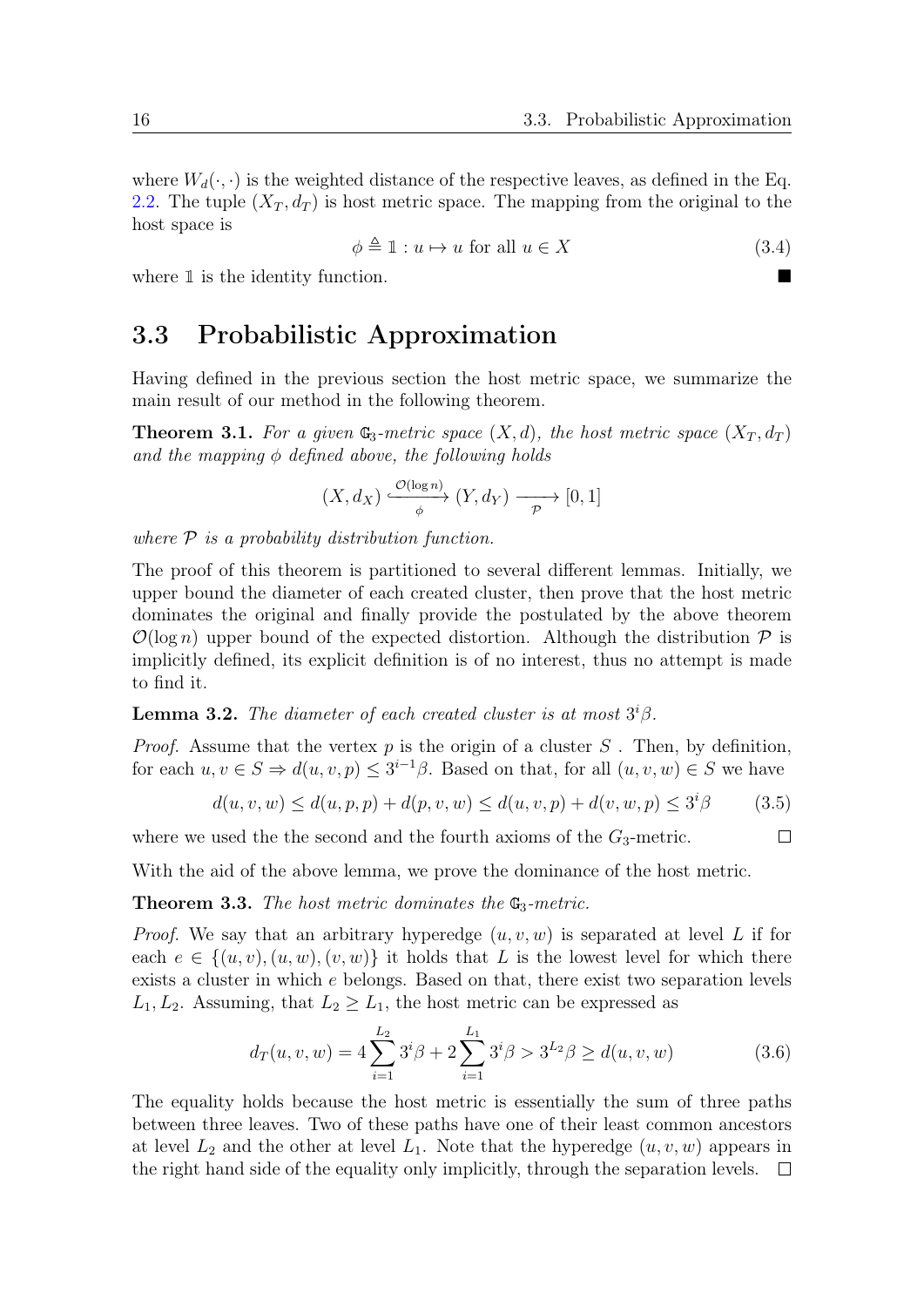where $W_d(\cdot,\cdot)$ is the weighted distance of the respective leaves, as defined in the Eq. 2.2. The tuple $(X_T, d_T)$ is host metric space. The mapping from the original to the host space is

$$\phi \triangleq \mathbb{1} : u \mapsto u \text{ for all } u \in X \tag{3.4}$$

where $\mathbb{1}$ is the identity function. ■

## 3.3 Probabilistic Approximation

Having defined in the previous section the host metric space, we summarize the main result of our method in the following theorem.

**Theorem 3.1.** *For a given $\mathbb{G}_3$-metric space $(X, d)$, the host metric space $(X_T, d_T)$ and the mapping $\phi$ defined above, the following holds*

$$(X, d_X) \xrightarrow[\phi]{\mathcal{O}(\log n)} (Y, d_Y) \xrightarrow[\mathcal{P}]{} [0, 1]$$

*where $\mathcal{P}$ is a probability distribution function.*

The proof of this theorem is partitioned to several different lemmas. Initially, we upper bound the diameter of each created cluster, then prove that the host metric dominates the original and finally provide the postulated by the above theorem $\mathcal{O}(\log n)$ upper bound of the expected distortion. Although the distribution $\mathcal{P}$ is implicitly defined, its explicit definition is of no interest, thus no attempt is made to find it.

**Lemma 3.2.** *The diameter of each created cluster is at most $3^i\beta$.*

*Proof.* Assume that the vertex $p$ is the origin of a cluster $S$ . Then, by definition, for each $u, v \in S \Rightarrow d(u, v, p) \leq 3^{i-1}\beta$. Based on that, for all $(u, v, w) \in S$ we have

$$d(u, v, w) \leq d(u, p, p) + d(p, v, w) \leq d(u, v, p) + d(v, w, p) \leq 3^i\beta \tag{3.5}$$

where we used the the second and the fourth axioms of the $G_3$-metric. □

With the aid of the above lemma, we prove the dominance of the host metric.

**Theorem 3.3.** *The host metric dominates the $\mathbb{G}_3$-metric.*

*Proof.* We say that an arbitrary hyperedge $(u, v, w)$ is separated at level $L$ if for each $e \in \{(u, v), (u, w), (v, w)\}$ it holds that $L$ is the lowest level for which there exists a cluster in which $e$ belongs. Based on that, there exist two separation levels $L_1, L_2$. Assuming, that $L_2 \geq L_1$, the host metric can be expressed as

$$d_T(u, v, w) = 4\sum_{i=1}^{L_2} 3^i\beta + 2\sum_{i=1}^{L_1} 3^i\beta > 3^{L_2}\beta \geq d(u, v, w) \tag{3.6}$$

The equality holds because the host metric is essentially the sum of three paths between three leaves. Two of these paths have one of their least common ancestors at level $L_2$ and the other at level $L_1$. Note that the hyperedge $(u, v, w)$ appears in the right hand side of the equality only implicitly, through the separation levels. □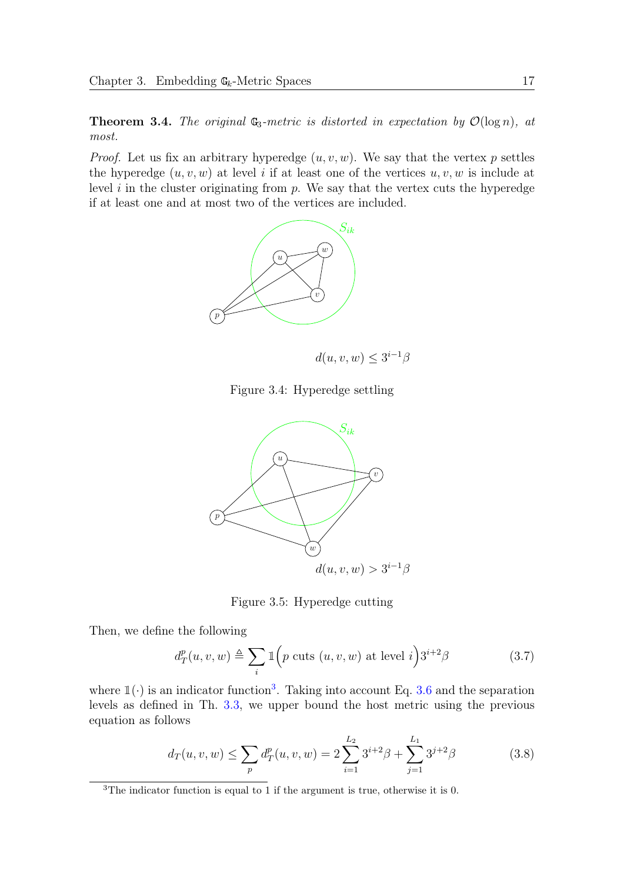**Theorem 3.4.** *The original $\mathbb{G}_3$-metric is distorted in expectation by $\mathcal{O}(\log n)$, at most.*

*Proof.* Let us fix an arbitrary hyperedge $(u, v, w)$. We say that the vertex $p$ settles the hyperedge $(u, v, w)$ at level $i$ if at least one of the vertices $u, v, w$ is include at level $i$ in the cluster originating from $p$. We say that the vertex cuts the hyperedge if at least one and at most two of the vertices are included.

$d(u, v, w) \leq 3^{i-1}\beta$

Figure 3.4: Hyperedge settling

$d(u, v, w) > 3^{i-1}\beta$

Figure 3.5: Hyperedge cutting

Then, we define the following

$$d_T^p(u, v, w) \triangleq \sum_i \mathbb{1}\Big(p \text{ cuts } (u, v, w) \text{ at level } i\Big) 3^{i+2}\beta \tag{3.7}$$

where $\mathbb{1}(\cdot)$ is an indicator function[3]. Taking into account Eq. 3.6 and the separation levels as defined in Th. 3.3, we upper bound the host metric using the previous equation as follows

$$d_T(u, v, w) \leq \sum_p d_T^p(u, v, w) = 2\sum_{i=1}^{L_2} 3^{i+2}\beta + \sum_{j=1}^{L_1} 3^{j+2}\beta \tag{3.8}$$

[3] The indicator function is equal to 1 if the argument is true, otherwise it is 0.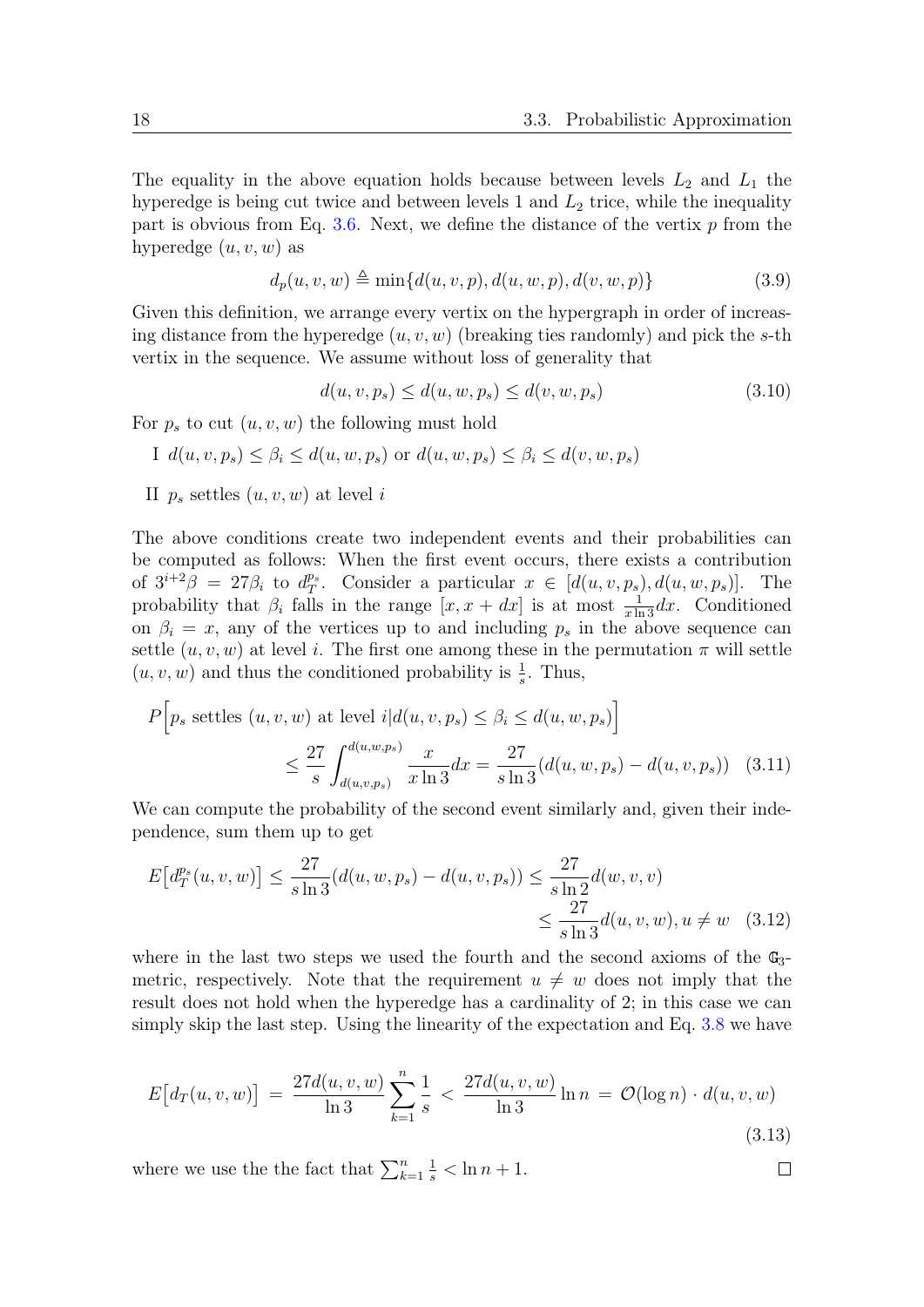The equality in the above equation holds because between levels $L_2$ and $L_1$ the hyperedge is being cut twice and between levels 1 and $L_2$ trice, while the inequality part is obvious from Eq. 3.6. Next, we define the distance of the vertex $p$ from the hyperedge $(u, v, w)$ as

$$d_p(u, v, w) \triangleq \min\{d(u, v, p), d(u, w, p), d(v, w, p)\} \tag{3.9}$$

Given this definition, we arrange every vertex on the hypergraph in order of increasing distance from the hyperedge $(u, v, w)$ (breaking ties randomly) and pick the $s$-th vertex in the sequence. We assume without loss of generality that

$$d(u, v, p_s) \leq d(u, w, p_s) \leq d(v, w, p_s) \tag{3.10}$$

For $p_s$ to cut $(u, v, w)$ the following must hold

I $d(u, v, p_s) \leq \beta_i \leq d(u, w, p_s)$ or $d(u, w, p_s) \leq \beta_i \leq d(v, w, p_s)$

II $p_s$ settles $(u, v, w)$ at level $i$

The above conditions create two independent events and their probabilities can be computed as follows: When the first event occurs, there exists a contribution of $3^{i+2}\beta = 27\beta_i$ to $d_T^{p_s}$. Consider a particular $x \in [d(u, v, p_s), d(u, w, p_s)]$. The probability that $\beta_i$ falls in the range $[x, x + dx]$ is at most $\frac{1}{x \ln 3} dx$. Conditioned on $\beta_i = x$, any of the vertices up to and including $p_s$ in the above sequence can settle $(u, v, w)$ at level $i$. The first one among these in the permutation $\pi$ will settle $(u, v, w)$ and thus the conditioned probability is $\frac{1}{s}$. Thus,

$$P\Big[p_s \text{ settles } (u, v, w) \text{ at level } i | d(u, v, p_s) \leq \beta_i \leq d(u, w, p_s)\Big] \leq \frac{27}{s} \int_{d(u,v,p_s)}^{d(u,w,p_s)} \frac{x}{x \ln 3} dx = \frac{27}{s \ln 3}(d(u, w, p_s) - d(u, v, p_s)) \tag{3.11}$$

We can compute the probability of the second event similarly and, given their independence, sum them up to get

$$E\big[d_T^{p_s}(u, v, w)\big] \leq \frac{27}{s \ln 3}(d(u, w, p_s) - d(u, v, p_s)) \leq \frac{27}{s \ln 2} d(w, v, v) \leq \frac{27}{s \ln 3} d(u, v, w), u \neq w \tag{3.12}$$

where in the last two steps we used the fourth and the second axioms of the $\mathbb{G}_3$-metric, respectively. Note that the requirement $u \neq w$ does not imply that the result does not hold when the hyperedge has a cardinality of 2; in this case we can simply skip the last step. Using the linearity of the expectation and Eq. 3.8 we have

$$E\big[d_T(u, v, w)\big] = \frac{27 d(u, v, w)}{\ln 3} \sum_{k=1}^{n} \frac{1}{s} < \frac{27 d(u, v, w)}{\ln 3} \ln n = \mathcal{O}(\log n) \cdot d(u, v, w) \tag{3.13}$$

where we use the the fact that $\sum_{k=1}^{n} \frac{1}{s} < \ln n + 1$.

□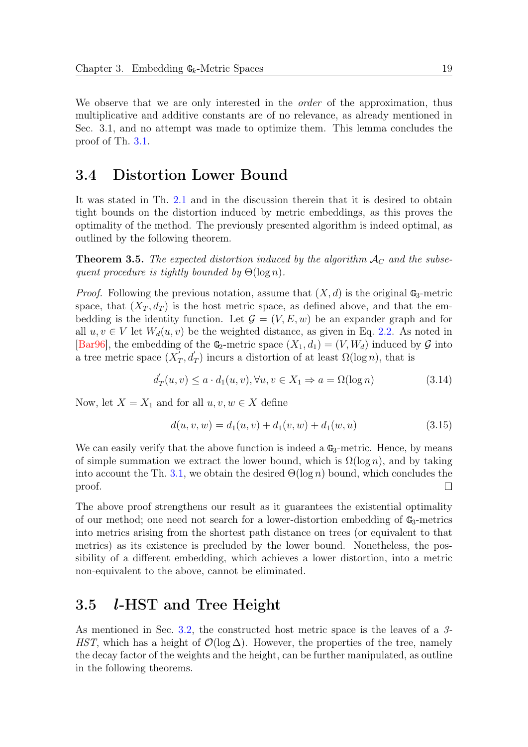We observe that we are only interested in the *order* of the approximation, thus multiplicative and additive constants are of no relevance, as already mentioned in Sec. 3.1, and no attempt was made to optimize them. This lemma concludes the proof of Th. 3.1.

## 3.4 Distortion Lower Bound

It was stated in Th. 2.1 and in the discussion therein that it is desired to obtain tight bounds on the distortion induced by metric embeddings, as this proves the optimality of the method. The previously presented algorithm is indeed optimal, as outlined by the following theorem.

**Theorem 3.5.** *The expected distortion induced by the algorithm $\mathcal{A}_C$ and the subsequent procedure is tightly bounded by $\Theta(\log n)$.*

*Proof.* Following the previous notation, assume that $(X, d)$ is the original $\mathbb{G}_3$-metric space, that $(X_T, d_T)$ is the host metric space, as defined above, and that the embedding is the identity function. Let $\mathcal{G} = (V, E, w)$ be an expander graph and for all $u, v \in V$ let $W_d(u, v)$ be the weighted distance, as given in Eq. 2.2. As noted in [Bar96], the embedding of the $\mathbb{G}_2$-metric space $(X_1, d_1) = (V, W_d)$ induced by $\mathcal{G}$ into a tree metric space $(X_T^{'}, d_T^{'})$ incurs a distortion of at least $\Omega(\log n)$, that is

$$d_T^{'}(u, v) \leq a \cdot d_1(u, v), \forall u, v \in X_1 \Rightarrow a = \Omega(\log n) \tag{3.14}$$

Now, let $X = X_1$ and for all $u, v, w \in X$ define

$$d(u, v, w) = d_1(u, v) + d_1(v, w) + d_1(w, u) \tag{3.15}$$

We can easily verify that the above function is indeed a $\mathbb{G}_3$-metric. Hence, by means of simple summation we extract the lower bound, which is $\Omega(\log n)$, and by taking into account the Th. 3.1, we obtain the desired $\Theta(\log n)$ bound, which concludes the proof. $\square$

The above proof strengthens our result as it guarantees the existential optimality of our method; one need not search for a lower-distortion embedding of $\mathbb{G}_3$-metrics into metrics arising from the shortest path distance on trees (or equivalent to that metrics) as its existence is precluded by the lower bound. Nonetheless, the possibility of a different embedding, which achieves a lower distortion, into a metric non-equivalent to the above, cannot be eliminated.

## 3.5 *l*-HST and Tree Height

As mentioned in Sec. 3.2, the constructed host metric space is the leaves of a *3-HST*, which has a height of $\mathcal{O}(\log \Delta)$. However, the properties of the tree, namely the decay factor of the weights and the height, can be further manipulated, as outline in the following theorems.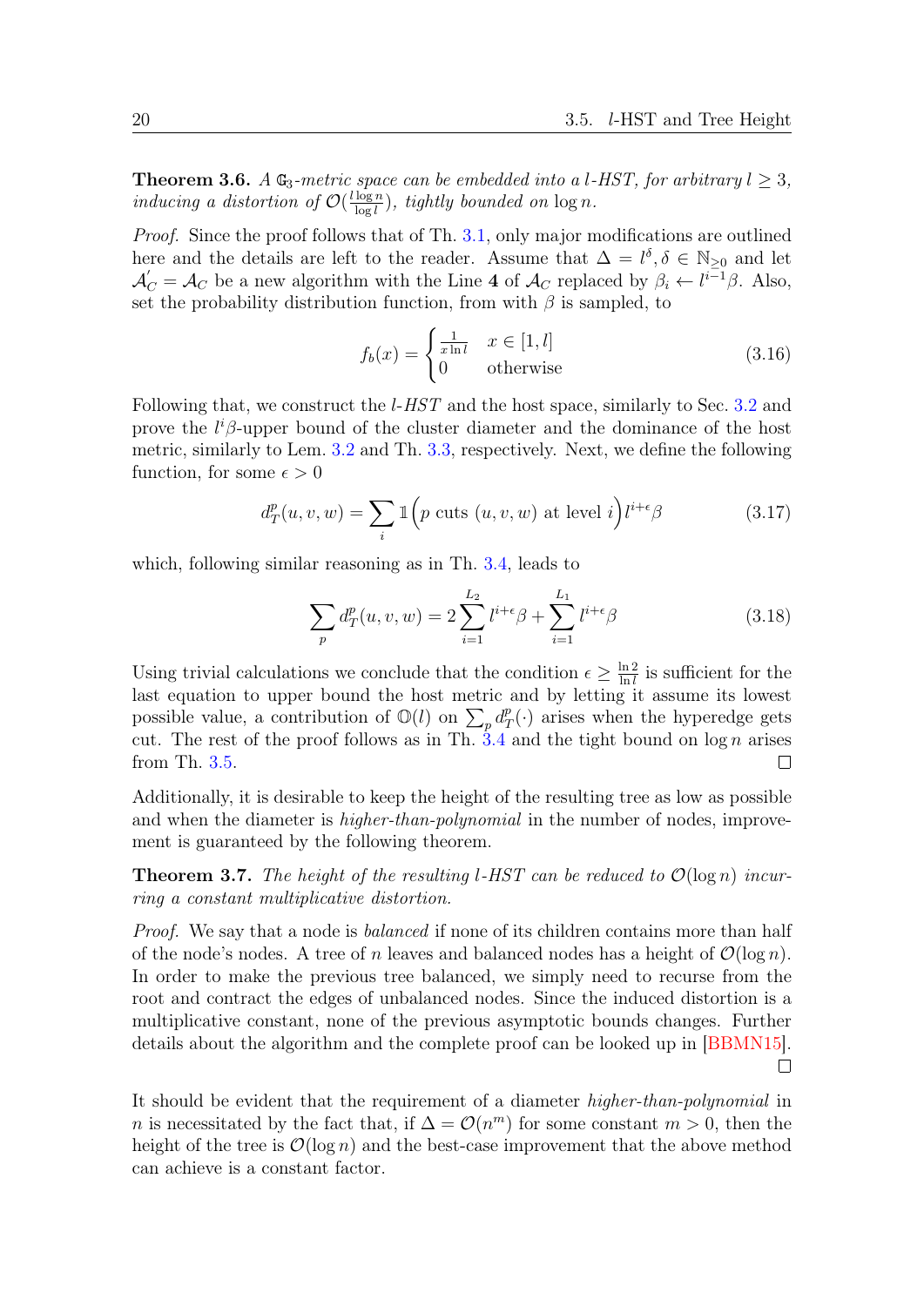**Theorem 3.6.** *A $\mathbb{G}_3$-metric space can be embedded into a $l$-HST, for arbitrary $l \geq 3$, inducing a distortion of $\mathcal{O}(\frac{l \log n}{\log l})$, tightly bounded on $\log n$.*

*Proof.* Since the proof follows that of Th. 3.1, only major modifications are outlined here and the details are left to the reader. Assume that $\Delta = l^\delta, \delta \in \mathbb{N}_{\geq 0}$ and let $\mathcal{A}_C^{'} = \mathcal{A}_C$ be a new algorithm with the Line **4** of $\mathcal{A}_C$ replaced by $\beta_i \leftarrow l^{i-1}\beta$. Also, set the probability distribution function, from with $\beta$ is sampled, to

$$f_b(x) = \begin{cases} \frac{1}{x \ln l} & x \in [1, l] \\ 0 & \text{otherwise} \end{cases} \tag{3.16}$$

Following that, we construct the $l$-*HST* and the host space, similarly to Sec. 3.2 and prove the $l^i\beta$-upper bound of the cluster diameter and the dominance of the host metric, similarly to Lem. 3.2 and Th. 3.3, respectively. Next, we define the following function, for some $\epsilon > 0$

$$d_T^p(u, v, w) = \sum_i \mathbb{1}\Big(p \text{ cuts } (u, v, w) \text{ at level } i\Big) l^{i+\epsilon}\beta \tag{3.17}$$

which, following similar reasoning as in Th. 3.4, leads to

$$\sum_p d_T^p(u, v, w) = 2\sum_{i=1}^{L_2} l^{i+\epsilon}\beta + \sum_{i=1}^{L_1} l^{i+\epsilon}\beta \tag{3.18}$$

Using trivial calculations we conclude that the condition $\epsilon \geq \frac{\ln 2}{\ln l}$ is sufficient for the last equation to upper bound the host metric and by letting it assume its lowest possible value, a contribution of $\mathbb{O}(l)$ on $\sum_p d_T^p(\cdot)$ arises when the hyperedge gets cut. The rest of the proof follows as in Th. 3.4 and the tight bound on $\log n$ arises from Th. 3.5. $\square$

Additionally, it is desirable to keep the height of the resulting tree as low as possible and when the diameter is *higher-than-polynomial* in the number of nodes, improvement is guaranteed by the following theorem.

**Theorem 3.7.** *The height of the resulting $l$-HST can be reduced to $\mathcal{O}(\log n)$ incurring a constant multiplicative distortion.*

*Proof.* We say that a node is *balanced* if none of its children contains more than half of the node's nodes. A tree of $n$ leaves and balanced nodes has a height of $\mathcal{O}(\log n)$. In order to make the previous tree balanced, we simply need to recurse from the root and contract the edges of unbalanced nodes. Since the induced distortion is a multiplicative constant, none of the previous asymptotic bounds changes. Further details about the algorithm and the complete proof can be looked up in [BBMN15]. $\square$

It should be evident that the requirement of a diameter *higher-than-polynomial* in $n$ is necessitated by the fact that, if $\Delta = \mathcal{O}(n^m)$ for some constant $m > 0$, then the height of the tree is $\mathcal{O}(\log n)$ and the best-case improvement that the above method can achieve is a constant factor.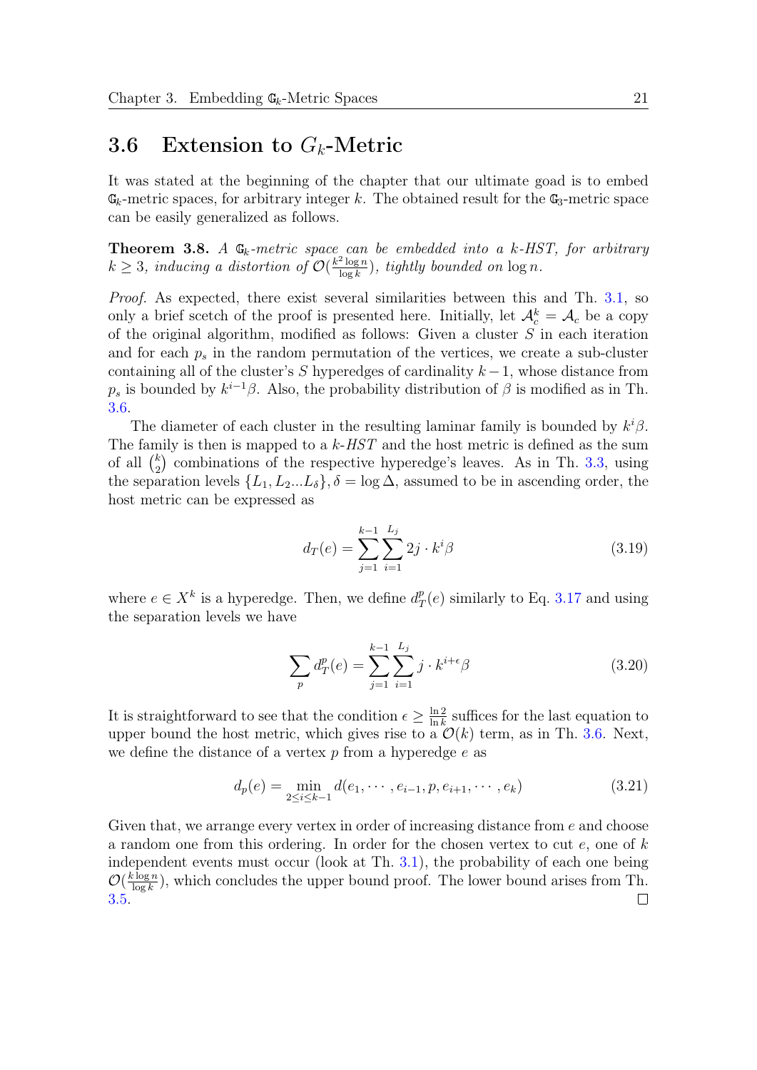## 3.6 Extension to $G_k$-Metric

It was stated at the beginning of the chapter that our ultimate goad is to embed $\mathbb{G}_k$-metric spaces, for arbitrary integer $k$. The obtained result for the $\mathbb{G}_3$-metric space can be easily generalized as follows.

**Theorem 3.8.** *A $\mathbb{G}_k$-metric space can be embedded into a $k$-HST, for arbitrary $k \geq 3$, inducing a distortion of $\mathcal{O}(\frac{k^2 \log n}{\log k})$, tightly bounded on $\log n$.*

*Proof.* As expected, there exist several similarities between this and Th. 3.1, so only a brief scetch of the proof is presented here. Initially, let $\mathcal{A}_c^k = \mathcal{A}_c$ be a copy of the original algorithm, modified as follows: Given a cluster $S$ in each iteration and for each $p_s$ in the random permutation of the vertices, we create a sub-cluster containing all of the cluster's $S$ hyperedges of cardinality $k-1$, whose distance from $p_s$ is bounded by $k^{i-1}\beta$. Also, the probability distribution of $\beta$ is modified as in Th. 3.6.

The diameter of each cluster in the resulting laminar family is bounded by $k^i\beta$. The family is then mapped to a $k$-$HST$ and the host metric is defined as the sum of all $\binom{k}{2}$ combinations of the respective hyperedge's leaves. As in Th. 3.3, using the separation levels $\{L_1, L_2 ... L_\delta\}, \delta = \log \Delta$, assumed to be in ascending order, the host metric can be expressed as

$$d_T(e) = \sum_{j=1}^{k-1} \sum_{i=1}^{L_j} 2j \cdot k^i \beta \tag{3.19}$$

where $e \in X^k$ is a hyperedge. Then, we define $d_T^p(e)$ similarly to Eq. 3.17 and using the separation levels we have

$$\sum_p d_T^p(e) = \sum_{j=1}^{k-1} \sum_{i=1}^{L_j} j \cdot k^{i+\epsilon} \beta \tag{3.20}$$

It is straightforward to see that the condition $\epsilon \geq \frac{\ln 2}{\ln k}$ suffices for the last equation to upper bound the host metric, which gives rise to a $\mathcal{O}(k)$ term, as in Th. 3.6. Next, we define the distance of a vertex $p$ from a hyperedge $e$ as

$$d_p(e) = \min_{2 \leq i \leq k-1} d(e_1, \cdots, e_{i-1}, p, e_{i+1}, \cdots, e_k) \tag{3.21}$$

Given that, we arrange every vertex in order of increasing distance from $e$ and choose a random one from this ordering. In order for the chosen vertex to cut $e$, one of $k$ independent events must occur (look at Th. 3.1), the probability of each one being $\mathcal{O}(\frac{k \log n}{\log k})$, which concludes the upper bound proof. The lower bound arises from Th. 3.5. $\square$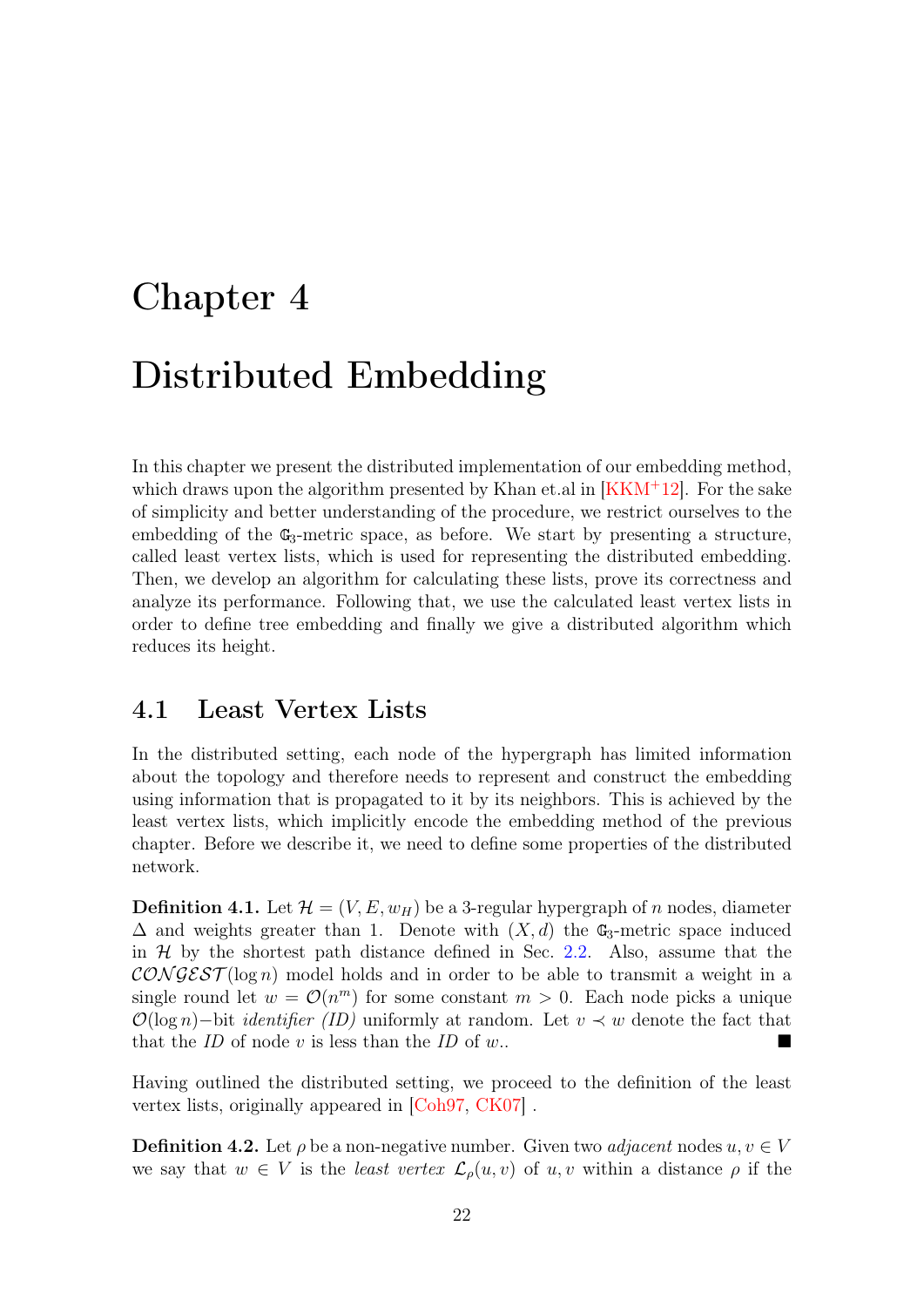# Chapter 4

# Distributed Embedding

In this chapter we present the distributed implementation of our embedding method, which draws upon the algorithm presented by Khan et.al in [KKM+12]. For the sake of simplicity and better understanding of the procedure, we restrict ourselves to the embedding of the $\mathbb{G}_3$-metric space, as before. We start by presenting a structure, called least vertex lists, which is used for representing the distributed embedding. Then, we develop an algorithm for calculating these lists, prove its correctness and analyze its performance. Following that, we use the calculated least vertex lists in order to define tree embedding and finally we give a distributed algorithm which reduces its height.

## 4.1 Least Vertex Lists

In the distributed setting, each node of the hypergraph has limited information about the topology and therefore needs to represent and construct the embedding using information that is propagated to it by its neighbors. This is achieved by the least vertex lists, which implicitly encode the embedding method of the previous chapter. Before we describe it, we need to define some properties of the distributed network.

**Definition 4.1.** Let $\mathcal{H} = (V, E, w_H)$ be a 3-regular hypergraph of $n$ nodes, diameter $\Delta$ and weights greater than 1. Denote with $(X, d)$ the $\mathbb{G}_3$-metric space induced in $\mathcal{H}$ by the shortest path distance defined in Sec. 2.2. Also, assume that the $\mathcal{CONGEST}(\log n)$ model holds and in order to be able to transmit a weight in a single round let $w = \mathcal{O}(n^m)$ for some constant $m > 0$. Each node picks a unique $\mathcal{O}(\log n)-$bit *identifier (ID)* uniformly at random. Let $v \prec w$ denote the fact that that the *ID* of node $v$ is less than the *ID* of $w$.. ■

Having outlined the distributed setting, we proceed to the definition of the least vertex lists, originally appeared in [Coh97, CK07] .

**Definition 4.2.** Let $\rho$ be a non-negative number. Given two *adjacent* nodes $u, v \in V$ we say that $w \in V$ is the *least vertex* $\mathcal{L}_\rho(u, v)$ of $u, v$ within a distance $\rho$ if the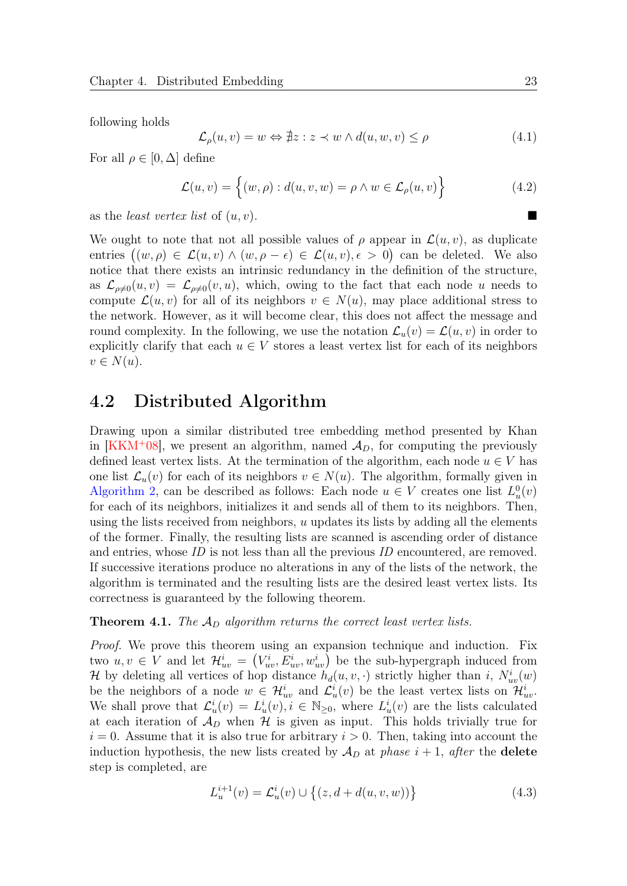following holds

$$\mathcal{L}_\rho(u, v) = w \Leftrightarrow \nexists z : z \prec w \wedge d(u, w, v) \leq \rho \tag{4.1}$$

For all $\rho \in [0, \Delta]$ define

$$\mathcal{L}(u, v) = \Big\{(w, \rho) : d(u, v, w) = \rho \wedge w \in \mathcal{L}_\rho(u, v)\Big\} \tag{4.2}$$

as the *least vertex list* of $(u, v)$. ■

We ought to note that not all possible values of $\rho$ appear in $\mathcal{L}(u, v)$, as duplicate entries $\big((w, \rho) \in \mathcal{L}(u, v) \wedge (w, \rho - \epsilon) \in \mathcal{L}(u, v), \epsilon > 0\big)$ can be deleted. We also notice that there exists an intrinsic redundancy in the definition of the structure, as $\mathcal{L}_{\rho \neq 0}(u, v) = \mathcal{L}_{\rho \neq 0}(v, u)$, which, owing to the fact that each node $u$ needs to compute $\mathcal{L}(u, v)$ for all of its neighbors $v \in N(u)$, may place additional stress to the network. However, as it will become clear, this does not affect the message and round complexity. In the following, we use the notation $\mathcal{L}_u(v) = \mathcal{L}(u, v)$ in order to explicitly clarify that each $u \in V$ stores a least vertex list for each of its neighbors $v \in N(u)$.

## 4.2 Distributed Algorithm

Drawing upon a similar distributed tree embedding method presented by Khan in [KKM+08], we present an algorithm, named $\mathcal{A}_D$, for computing the previously defined least vertex lists. At the termination of the algorithm, each node $u \in V$ has one list $\mathcal{L}_u(v)$ for each of its neighbors $v \in N(u)$. The algorithm, formally given in Algorithm 2, can be described as follows: Each node $u \in V$ creates one list $L_u^0(v)$ for each of its neighbors, initializes it and sends all of them to its neighbors. Then, using the lists received from neighbors, $u$ updates its lists by adding all the elements of the former. Finally, the resulting lists are scanned is ascending order of distance and entries, whose *ID* is not less than all the previous *ID* encountered, are removed. If successive iterations produce no alterations in any of the lists of the network, the algorithm is terminated and the resulting lists are the desired least vertex lists. Its correctness is guaranteed by the following theorem.

**Theorem 4.1.** *The $\mathcal{A}_D$ algorithm returns the correct least vertex lists.*

*Proof.* We prove this theorem using an expansion technique and induction. Fix two $u, v \in V$ and let $\mathcal{H}_{uv}^i = \big(V_{uv}^i, E_{uv}^i, w_{uv}^i\big)$ be the sub-hypergraph induced from $\mathcal{H}$ by deleting all vertices of hop distance $h_d(u, v, \cdot)$ strictly higher than $i$, $N_{uv}^i(w)$ be the neighbors of a node $w \in \mathcal{H}_{uv}^i$ and $\mathcal{L}_u^i(v)$ be the least vertex lists on $\mathcal{H}_{uv}^i$. We shall prove that $\mathcal{L}_u^i(v) = L_u^i(v), i \in \mathbb{N}_{\geq 0}$, where $L_u^i(v)$ are the lists calculated at each iteration of $\mathcal{A}_D$ when $\mathcal{H}$ is given as input. This holds trivially true for $i = 0$. Assume that it is also true for arbitrary $i > 0$. Then, taking into account the induction hypothesis, the new lists created by $\mathcal{A}_D$ at *phase* $i + 1$, *after* the **delete** step is completed, are

$$L_u^{i+1}(v) = \mathcal{L}_u^i(v) \cup \Big\{\big(z, d + d(u, v, w)\big)\Big\} \tag{4.3}$$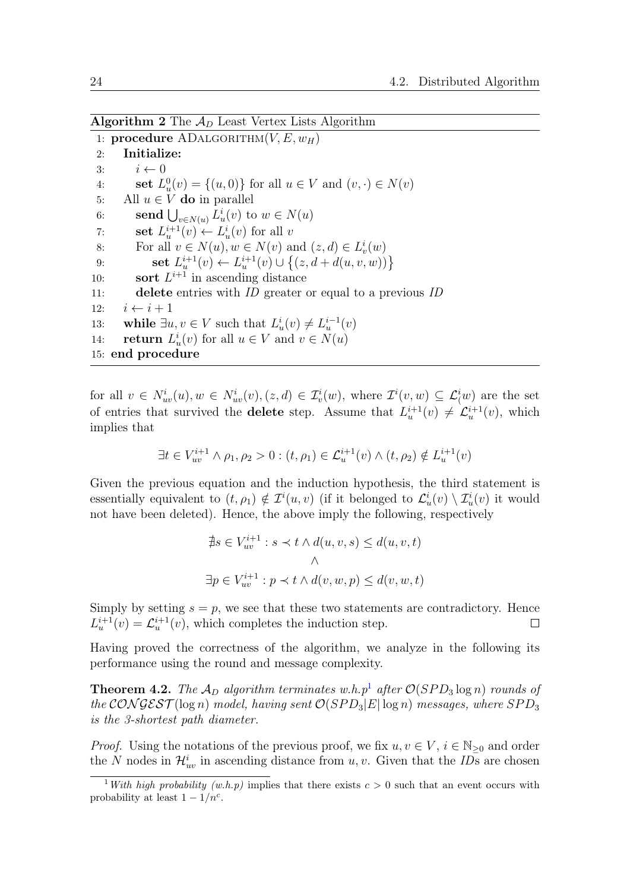**Algorithm 2** The $\mathcal{A}_D$ Least Vertex Lists Algorithm

```
1: procedure ADALGORITHM(V, E, w_H)
2:   Initialize:
3:     i ← 0
4:     set L_u^0(v) = {(u,0)} for all u ∈ V and (v,·) ∈ N(v)
5:   All u ∈ V do in parallel
6:     send ⋃_{v∈N(u)} L_u^i(v) to w ∈ N(u)
7:     set L_u^{i+1}(v) ← L_u^i(v) for all v
8:     For all v ∈ N(u), w ∈ N(v) and (z,d) ∈ L_v^i(w)
9:        set L_u^{i+1}(v) ← L_u^{i+1}(v) ∪ {(z, d + d(u,v,w))}
10:    sort L^{i+1} in ascending distance
11:    delete entries with ID greater or equal to a previous ID
12:  i ← i + 1
13:  while ∃u,v ∈ V such that L_u^i(v) ≠ L_u^{i-1}(v)
14:  return L_u^i(v) for all u ∈ V and v ∈ N(u)
15: end procedure
```

for all $v \in N^i_{uv}(u), w \in N^i_{uv}(v), (z,d) \in \mathcal{I}^i_v(w)$, where $\mathcal{I}^i(v,w) \subseteq \mathcal{L}^i_(w)$ are the set of entries that survived the **delete** step. Assume that $L^{i+1}_u(v) \neq \mathcal{L}^{i+1}_u(v)$, which implies that

$$\exists t \in V^{i+1}_{uv} \wedge \rho_1, \rho_2 > 0 : (t, \rho_1) \in \mathcal{L}^{i+1}_u(v) \wedge (t, \rho_2) \notin L^{i+1}_u(v)$$

Given the previous equation and the induction hypothesis, the third statement is essentially equivalent to $(t, \rho_1) \notin \mathcal{I}^i(u,v)$ (if it belonged to $\mathcal{L}^i_u(v) \setminus \mathcal{I}^i_u(v)$ it would not have been deleted). Hence, the above imply the following, respectively

$$\nexists s \in V^{i+1}_{uv} : s \prec t \wedge d(u,v,s) \leq d(u,v,t)$$
$$\wedge$$
$$\exists p \in V^{i+1}_{uv} : p \prec t \wedge d(v,w,p) \leq d(v,w,t)$$

Simply by setting $s = p$, we see that these two statements are contradictory. Hence $L^{i+1}_u(v) = \mathcal{L}^{i+1}_u(v)$, which completes the induction step. □

Having proved the correctness of the algorithm, we analyze in the following its performance using the round and message complexity.

**Theorem 4.2.** *The $\mathcal{A}_D$ algorithm terminates w.h.p*[1] *after $\mathcal{O}(SPD_3 \log n)$ rounds of the $\mathcal{CONGEST}(\log n)$ model, having sent $\mathcal{O}(SPD_3|E|\log n)$ messages, where $SPD_3$ is the 3-shortest path diameter.*

*Proof.* Using the notations of the previous proof, we fix $u, v \in V$, $i \in \mathbb{N}_{\geq 0}$ and order the $N$ nodes in $\mathcal{H}^i_{uv}$ in ascending distance from $u, v$. Given that the *ID*s are chosen

[1] *With high probability (w.h.p)* implies that there exists $c > 0$ such that an event occurs with probability at least $1 - 1/n^c$.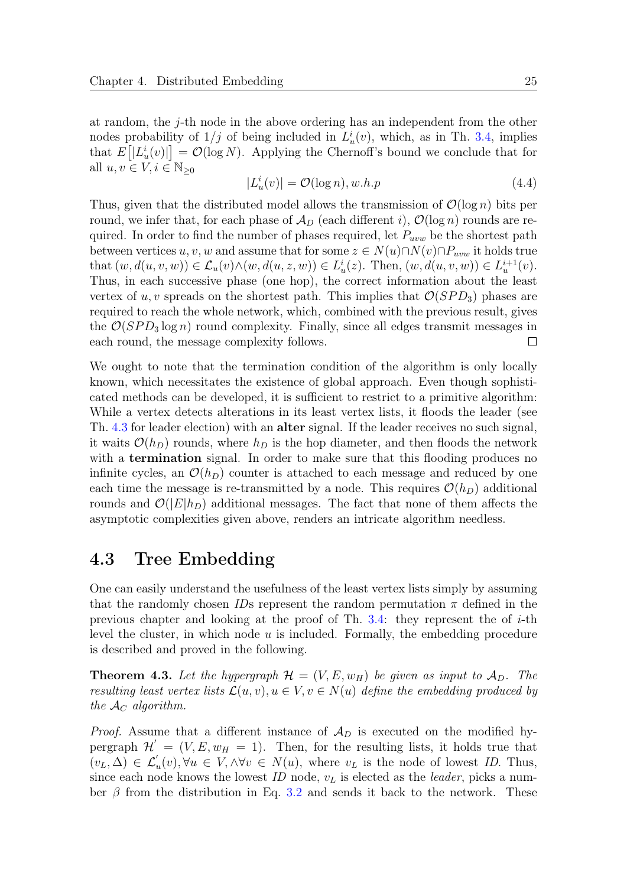at random, the $j$-th node in the above ordering has an independent from the other nodes probability of $1/j$ of being included in $L_u^i(v)$, which, as in Th. 3.4, implies that $E\big[|L_u^i(v)|\big] = \mathcal{O}(\log N)$. Applying the Chernoff's bound we conclude that for all $u, v \in V, i \in \mathbb{N}_{\geq 0}$

$$|L_u^i(v)| = \mathcal{O}(\log n), w.h.p \tag{4.4}$$

Thus, given that the distributed model allows the transmission of $\mathcal{O}(\log n)$ bits per round, we infer that, for each phase of $\mathcal{A}_D$ (each different $i$), $\mathcal{O}(\log n)$ rounds are required. In order to find the number of phases required, let $P_{uvw}$ be the shortest path between vertices $u, v, w$ and assume that for some $z \in N(u) \cap N(v) \cap P_{uvw}$ it holds true that $(w, d(u, v, w)) \in \mathcal{L}_u(v) \wedge (w, d(u, z, w)) \in L_u^i(z)$. Then, $(w, d(u, v, w)) \in L_u^{i+1}(v)$. Thus, in each successive phase (one hop), the correct information about the least vertex of $u, v$ spreads on the shortest path. This implies that $\mathcal{O}(SPD_3)$ phases are required to reach the whole network, which, combined with the previous result, gives the $\mathcal{O}(SPD_3 \log n)$ round complexity. Finally, since all edges transmit messages in each round, the message complexity follows. $\square$

We ought to note that the termination condition of the algorithm is only locally known, which necessitates the existence of global approach. Even though sophisticated methods can be developed, it is sufficient to restrict to a primitive algorithm: While a vertex detects alterations in its least vertex lists, it floods the leader (see Th. 4.3 for leader election) with an **alter** signal. If the leader receives no such signal, it waits $\mathcal{O}(h_D)$ rounds, where $h_D$ is the hop diameter, and then floods the network with a **termination** signal. In order to make sure that this flooding produces no infinite cycles, an $\mathcal{O}(h_D)$ counter is attached to each message and reduced by one each time the message is re-transmitted by a node. This requires $\mathcal{O}(h_D)$ additional rounds and $\mathcal{O}(|E|h_D)$ additional messages. The fact that none of them affects the asymptotic complexities given above, renders an intricate algorithm needless.

## 4.3 Tree Embedding

One can easily understand the usefulness of the least vertex lists simply by assuming that the randomly chosen *ID*s represent the random permutation $\pi$ defined in the previous chapter and looking at the proof of Th. 3.4: they represent the of $i$-th level the cluster, in which node $u$ is included. Formally, the embedding procedure is described and proved in the following.

**Theorem 4.3.** *Let the hypergraph $\mathcal{H} = (V, E, w_H)$ be given as input to $\mathcal{A}_D$. The resulting least vertex lists $\mathcal{L}(u, v), u \in V, v \in N(u)$ define the embedding produced by the $\mathcal{A}_C$ algorithm.*

*Proof.* Assume that a different instance of $\mathcal{A}_D$ is executed on the modified hypergraph $\mathcal{H}' = (V, E, w_H = 1)$. Then, for the resulting lists, it holds true that $(v_L, \Delta) \in \mathcal{L}'_u(v), \forall u \in V, \wedge \forall v \in N(u)$, where $v_L$ is the node of lowest *ID*. Thus, since each node knows the lowest *ID* node, $v_L$ is elected as the *leader*, picks a number $\beta$ from the distribution in Eq. 3.2 and sends it back to the network. These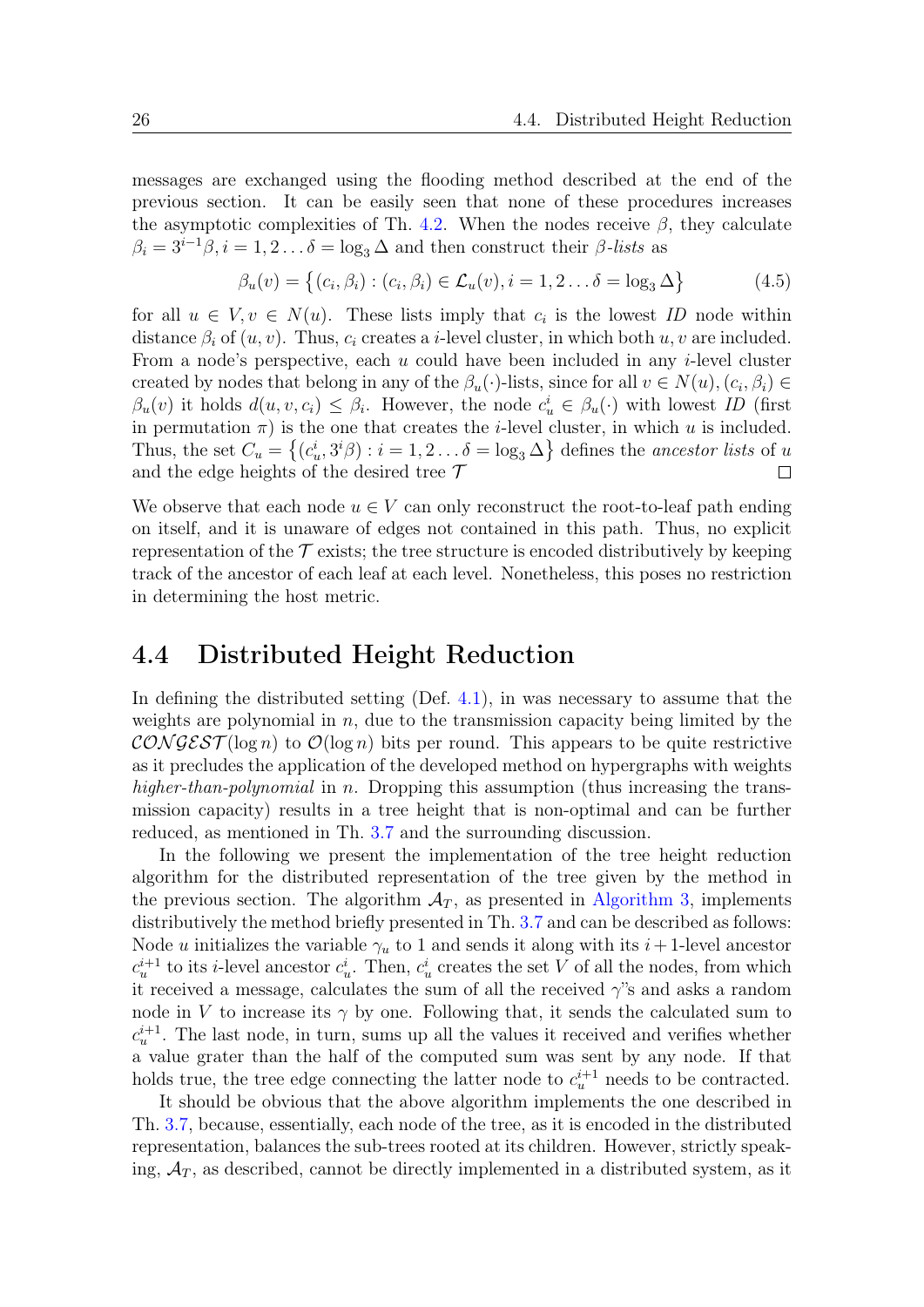messages are exchanged using the flooding method described at the end of the previous section. It can be easily seen that none of these procedures increases the asymptotic complexities of Th. 4.2. When the nodes receive $\beta$, they calculate $\beta_i = 3^{i-1}\beta, i = 1, 2 \ldots \delta = \log_3 \Delta$ and then construct their *β-lists* as

$$\beta_u(v) = \left\{(c_i, \beta_i) : (c_i, \beta_i) \in \mathcal{L}_u(v), i = 1, 2 \ldots \delta = \log_3 \Delta\right\} \tag{4.5}$$

for all $u \in V, v \in N(u)$. These lists imply that $c_i$ is the lowest *ID* node within distance $\beta_i$ of $(u, v)$. Thus, $c_i$ creates a $i$-level cluster, in which both $u, v$ are included. From a node's perspective, each $u$ could have been included in any $i$-level cluster created by nodes that belong in any of the $\beta_u(\cdot)$-lists, since for all $v \in N(u), (c_i, \beta_i) \in \beta_u(v)$ it holds $d(u, v, c_i) \leq \beta_i$. However, the node $c_u^i \in \beta_u(\cdot)$ with lowest *ID* (first in permutation $\pi$) is the one that creates the $i$-level cluster, in which $u$ is included. Thus, the set $C_u = \left\{(c_u^i, 3^i\beta) : i = 1, 2 \ldots \delta = \log_3 \Delta\right\}$ defines the *ancestor lists* of $u$ and the edge heights of the desired tree $\mathcal{T}$ ◻

We observe that each node $u \in V$ can only reconstruct the root-to-leaf path ending on itself, and it is unaware of edges not contained in this path. Thus, no explicit representation of the $\mathcal{T}$ exists; the tree structure is encoded distributively by keeping track of the ancestor of each leaf at each level. Nonetheless, this poses no restriction in determining the host metric.

## 4.4 Distributed Height Reduction

In defining the distributed setting (Def. 4.1), in was necessary to assume that the weights are polynomial in $n$, due to the transmission capacity being limited by the $\mathcal{CONGEST}(\log n)$ to $\mathcal{O}(\log n)$ bits per round. This appears to be quite restrictive as it precludes the application of the developed method on hypergraphs with weights *higher-than-polynomial* in $n$. Dropping this assumption (thus increasing the transmission capacity) results in a tree height that is non-optimal and can be further reduced, as mentioned in Th. 3.7 and the surrounding discussion.

In the following we present the implementation of the tree height reduction algorithm for the distributed representation of the tree given by the method in the previous section. The algorithm $\mathcal{A}_T$, as presented in Algorithm 3, implements distributively the method briefly presented in Th. 3.7 and can be described as follows: Node $u$ initializes the variable $\gamma_u$ to 1 and sends it along with its $i+1$-level ancestor $c_u^{i+1}$ to its $i$-level ancestor $c_u^i$. Then, $c_u^i$ creates the set $V$ of all the nodes, from which it received a message, calculates the sum of all the received $\gamma$"s and asks a random node in $V$ to increase its $\gamma$ by one. Following that, it sends the calculated sum to $c_u^{i+1}$. The last node, in turn, sums up all the values it received and verifies whether a value grater than the half of the computed sum was sent by any node. If that holds true, the tree edge connecting the latter node to $c_u^{i+1}$ needs to be contracted.

It should be obvious that the above algorithm implements the one described in Th. 3.7, because, essentially, each node of the tree, as it is encoded in the distributed representation, balances the sub-trees rooted at its children. However, strictly speaking, $\mathcal{A}_T$, as described, cannot be directly implemented in a distributed system, as it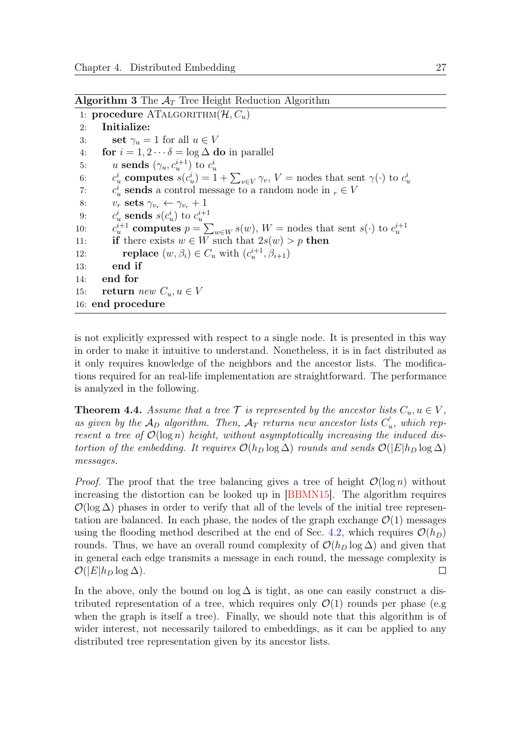**Algorithm 3** The $\mathcal{A}_T$ Tree Height Reduction Algorithm

```
1:  procedure ATALGORITHM(H, C_u)
2:     Initialize:
3:        set γ_u = 1 for all u ∈ V
4:     for i = 1, 2 ··· δ = log Δ do in parallel
5:        u sends (γ_u, c_u^{i+1}) to c_u^i
6:        c_u^i computes s(c_u^i) = 1 + Σ_{v∈V} γ_v, V = nodes that sent γ(·) to c_u^i
7:        c_u^i sends a control message to a random node in _r ∈ V
8:        v_r sets γ_{v_r} ← γ_{v_r} + 1
9:        c_u^i sends s(c_u^i) to c_u^{i+1}
10:       c_u^{i+1} computes p = Σ_{w∈W} s(w), W = nodes that sent s(·) to c_u^{i+1}
11:       if there exists w ∈ W such that 2s(w) > p then
12:          replace (w, β_i) ∈ C_u with (c_u^{i+1}, β_{i+1})
13:       end if
14:    end for
15:    return new C_u, u ∈ V
16: end procedure
```

is not explicitly expressed with respect to a single node. It is presented in this way in order to make it intuitive to understand. Nonetheless, it is in fact distributed as it only requires knowledge of the neighbors and the ancestor lists. The modifications required for an real-life implementation are straightforward. The performance is analyzed in the following.

**Theorem 4.4.** *Assume that a tree $\mathcal{T}$ is represented by the ancestor lists $C_u, u \in V$, as given by the $\mathcal{A}_D$ algorithm. Then, $\mathcal{A}_T$ returns new ancestor lists $C_u^{'}$, which represent a tree of $\mathcal{O}(\log n)$ height, without asymptotically increasing the induced distortion of the embedding. It requires $\mathcal{O}(h_D \log \Delta)$ rounds and sends $\mathcal{O}(|E| h_D \log \Delta)$ messages.*

*Proof.* The proof that the tree balancing gives a tree of height $\mathcal{O}(\log n)$ without increasing the distortion can be looked up in [BBMN15]. The algorithm requires $\mathcal{O}(\log \Delta)$ phases in order to verify that all of the levels of the initial tree representation are balanced. In each phase, the nodes of the graph exchange $\mathcal{O}(1)$ messages using the flooding method described at the end of Sec. 4.2, which requires $\mathcal{O}(h_D)$ rounds. Thus, we have an overall round complexity of $\mathcal{O}(h_D \log \Delta)$ and given that in general each edge transmits a message in each round, the message complexity is $\mathcal{O}(|E| h_D \log \Delta)$. ◻

In the above, only the bound on $\log \Delta$ is tight, as one can easily construct a distributed representation of a tree, which requires only $\mathcal{O}(1)$ rounds per phase (e.g when the graph is itself a tree). Finally, we should note that this algorithm is of wider interest, not necessarily tailored to embeddings, as it can be applied to any distributed tree representation given by its ancestor lists.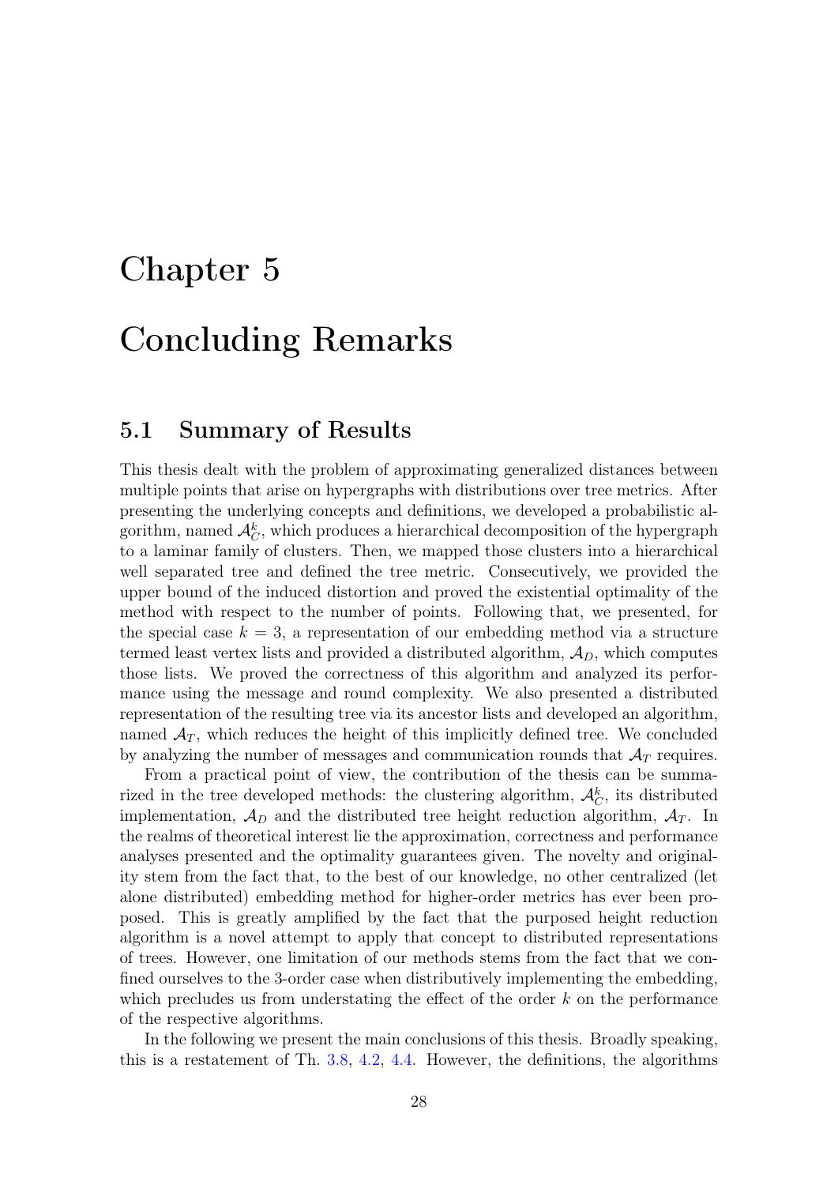# Chapter 5

# Concluding Remarks

## 5.1 Summary of Results

This thesis dealt with the problem of approximating generalized distances between multiple points that arise on hypergraphs with distributions over tree metrics. After presenting the underlying concepts and definitions, we developed a probabilistic algorithm, named $\mathcal{A}_C^k$, which produces a hierarchical decomposition of the hypergraph to a laminar family of clusters. Then, we mapped those clusters into a hierarchical well separated tree and defined the tree metric. Consecutively, we provided the upper bound of the induced distortion and proved the existential optimality of the method with respect to the number of points. Following that, we presented, for the special case $k = 3$, a representation of our embedding method via a structure termed least vertex lists and provided a distributed algorithm, $\mathcal{A}_D$, which computes those lists. We proved the correctness of this algorithm and analyzed its performance using the message and round complexity. We also presented a distributed representation of the resulting tree via its ancestor lists and developed an algorithm, named $\mathcal{A}_T$, which reduces the height of this implicitly defined tree. We concluded by analyzing the number of messages and communication rounds that $\mathcal{A}_T$ requires.

From a practical point of view, the contribution of the thesis can be summarized in the tree developed methods: the clustering algorithm, $\mathcal{A}_C^k$, its distributed implementation, $\mathcal{A}_D$ and the distributed tree height reduction algorithm, $\mathcal{A}_T$. In the realms of theoretical interest lie the approximation, correctness and performance analyses presented and the optimality guarantees given. The novelty and originality stem from the fact that, to the best of our knowledge, no other centralized (let alone distributed) embedding method for higher-order metrics has ever been proposed. This is greatly amplified by the fact that the purposed height reduction algorithm is a novel attempt to apply that concept to distributed representations of trees. However, one limitation of our methods stems from the fact that we confined ourselves to the 3-order case when distributively implementing the embedding, which precludes us from understating the effect of the order $k$ on the performance of the respective algorithms.

In the following we present the main conclusions of this thesis. Broadly speaking, this is a restatement of Th. 3.8, 4.2, 4.4. However, the definitions, the algorithms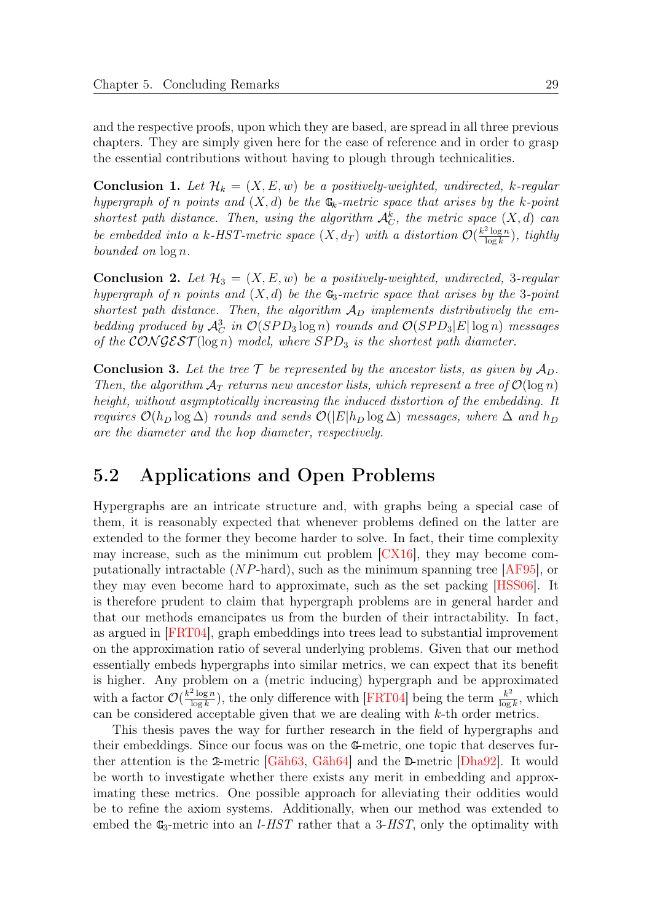and the respective proofs, upon which they are based, are spread in all three previous chapters. They are simply given here for the ease of reference and in order to grasp the essential contributions without having to plough through technicalities.

**Conclusion 1.** *Let $\mathcal{H}_k = (X, E, w)$ be a positively-weighted, undirected, $k$-regular hypergraph of $n$ points and $(X, d)$ be the $\mathbb{G}_k$-metric space that arises by the $k$-point shortest path distance. Then, using the algorithm $\mathcal{A}_C^k$, the metric space $(X, d)$ can be embedded into a $k$-HST-metric space $(X, d_T)$ with a distortion $\mathcal{O}(\frac{k^2 \log n}{\log k})$, tightly bounded on $\log n$.*

**Conclusion 2.** *Let $\mathcal{H}_3 = (X, E, w)$ be a positively-weighted, undirected, 3-regular hypergraph of $n$ points and $(X, d)$ be the $\mathbb{G}_3$-metric space that arises by the 3-point shortest path distance. Then, the algorithm $\mathcal{A}_D$ implements distributively the embedding produced by $\mathcal{A}_C^3$ in $\mathcal{O}(SPD_3 \log n)$ rounds and $\mathcal{O}(SPD_3 |E| \log n)$ messages of the $\mathcal{CONGEST}(\log n)$ model, where $SPD_3$ is the shortest path diameter.*

**Conclusion 3.** *Let the tree $\mathcal{T}$ be represented by the ancestor lists, as given by $\mathcal{A}_D$. Then, the algorithm $\mathcal{A}_T$ returns new ancestor lists, which represent a tree of $\mathcal{O}(\log n)$ height, without asymptotically increasing the induced distortion of the embedding. It requires $\mathcal{O}(h_D \log \Delta)$ rounds and sends $\mathcal{O}(|E| h_D \log \Delta)$ messages, where $\Delta$ and $h_D$ are the diameter and the hop diameter, respectively.*

## 5.2 Applications and Open Problems

Hypergraphs are an intricate structure and, with graphs being a special case of them, it is reasonably expected that whenever problems defined on the latter are extended to the former they become harder to solve. In fact, their time complexity may increase, such as the minimum cut problem [CX16], they may become computationally intractable ($NP$-hard), such as the minimum spanning tree [AF95], or they may even become hard to approximate, such as the set packing [HSS06]. It is therefore prudent to claim that hypergraph problems are in general harder and that our methods emancipates us from the burden of their intractability. In fact, as argued in [FRT04], graph embeddings into trees lead to substantial improvement on the approximation ratio of several underlying problems. Given that our method essentially embeds hypergraphs into similar metrics, we can expect that its benefit is higher. Any problem on a (metric inducing) hypergraph and be approximated with a factor $\mathcal{O}(\frac{k^2 \log n}{\log k})$, the only difference with [FRT04] being the term $\frac{k^2}{\log k}$, which can be considered acceptable given that we are dealing with $k$-th order metrics.

This thesis paves the way for further research in the field of hypergraphs and their embeddings. Since our focus was on the $\mathbb{G}$-metric, one topic that deserves further attention is the $\mathbb{2}$-metric [Gäh63, Gäh64] and the $\mathbb{D}$-metric [Dha92]. It would be worth to investigate whether there exists any merit in embedding and approximating these metrics. One possible approach for alleviating their oddities would be to refine the axiom systems. Additionally, when our method was extended to embed the $\mathbb{G}_3$-metric into an $l$-$HST$ rather that a 3-$HST$, only the optimality with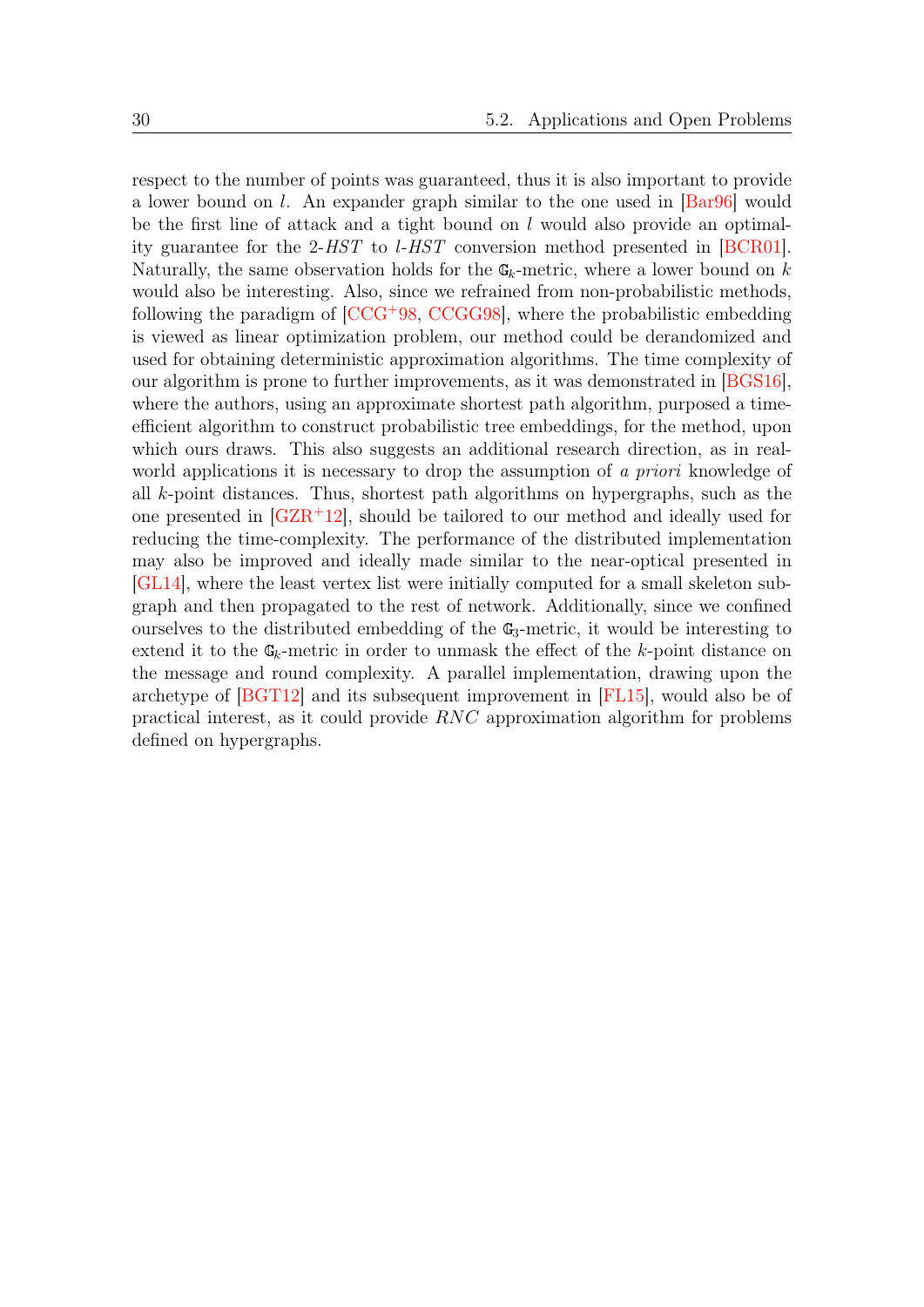respect to the number of points was guaranteed, thus it is also important to provide a lower bound on $l$. An expander graph similar to the one used in [Bar96] would be the first line of attack and a tight bound on $l$ would also provide an optimality guarantee for the 2-*HST* to $l$-*HST* conversion method presented in [BCR01]. Naturally, the same observation holds for the $\mathbb{G}_k$-metric, where a lower bound on $k$ would also be interesting. Also, since we refrained from non-probabilistic methods, following the paradigm of [CCG+98, CCGG98], where the probabilistic embedding is viewed as linear optimization problem, our method could be derandomized and used for obtaining deterministic approximation algorithms. The time complexity of our algorithm is prone to further improvements, as it was demonstrated in [BGS16], where the authors, using an approximate shortest path algorithm, purposed a time-efficient algorithm to construct probabilistic tree embeddings, for the method, upon which ours draws. This also suggests an additional research direction, as in real-world applications it is necessary to drop the assumption of *a priori* knowledge of all $k$-point distances. Thus, shortest path algorithms on hypergraphs, such as the one presented in [GZR+12], should be tailored to our method and ideally used for reducing the time-complexity. The performance of the distributed implementation may also be improved and ideally made similar to the near-optical presented in [GL14], where the least vertex list were initially computed for a small skeleton subgraph and then propagated to the rest of network. Additionally, since we confined ourselves to the distributed embedding of the $\mathbb{G}_3$-metric, it would be interesting to extend it to the $\mathbb{G}_k$-metric in order to unmask the effect of the $k$-point distance on the message and round complexity. A parallel implementation, drawing upon the archetype of [BGT12] and its subsequent improvement in [FL15], would also be of practical interest, as it could provide *RNC* approximation algorithm for problems defined on hypergraphs.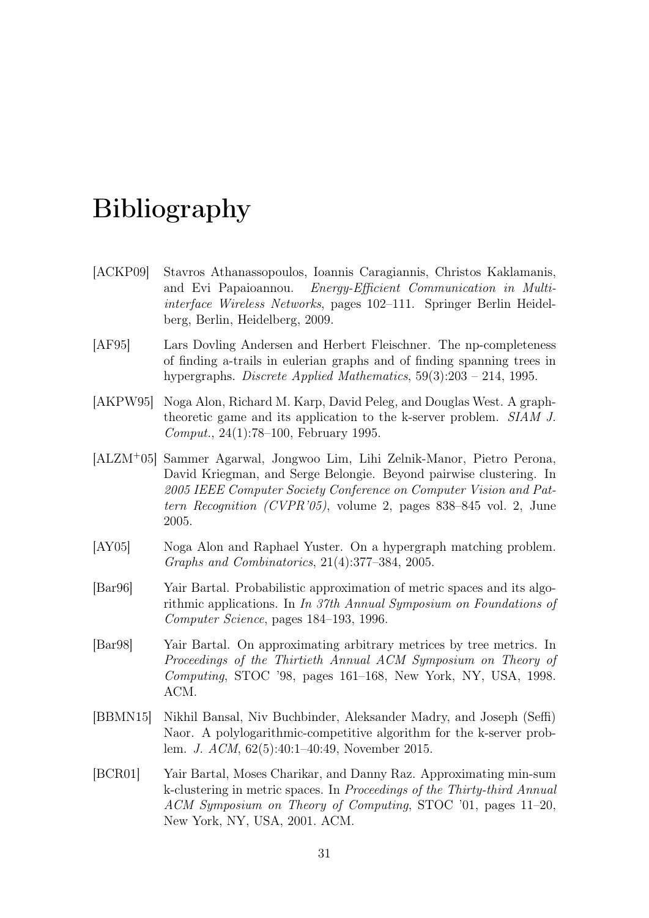# Bibliography

[ACKP09] Stavros Athanassopoulos, Ioannis Caragiannis, Christos Kaklamanis, and Evi Papaioannou. *Energy-Efficient Communication in Multi-interface Wireless Networks*, pages 102–111. Springer Berlin Heidelberg, Berlin, Heidelberg, 2009.

[AF95] Lars Dovling Andersen and Herbert Fleischner. The np-completeness of finding a-trails in eulerian graphs and of finding spanning trees in hypergraphs. *Discrete Applied Mathematics*, 59(3):203 – 214, 1995.

[AKPW95] Noga Alon, Richard M. Karp, David Peleg, and Douglas West. A graph-theoretic game and its application to the k-server problem. *SIAM J. Comput.*, 24(1):78–100, February 1995.

[ALZM+05] Sammer Agarwal, Jongwoo Lim, Lihi Zelnik-Manor, Pietro Perona, David Kriegman, and Serge Belongie. Beyond pairwise clustering. In *2005 IEEE Computer Society Conference on Computer Vision and Pattern Recognition (CVPR'05)*, volume 2, pages 838–845 vol. 2, June 2005.

[AY05] Noga Alon and Raphael Yuster. On a hypergraph matching problem. *Graphs and Combinatorics*, 21(4):377–384, 2005.

[Bar96] Yair Bartal. Probabilistic approximation of metric spaces and its algorithmic applications. In *In 37th Annual Symposium on Foundations of Computer Science*, pages 184–193, 1996.

[Bar98] Yair Bartal. On approximating arbitrary metrices by tree metrics. In *Proceedings of the Thirtieth Annual ACM Symposium on Theory of Computing*, STOC '98, pages 161–168, New York, NY, USA, 1998. ACM.

[BBMN15] Nikhil Bansal, Niv Buchbinder, Aleksander Madry, and Joseph (Seffi) Naor. A polylogarithmic-competitive algorithm for the k-server problem. *J. ACM*, 62(5):40:1–40:49, November 2015.

[BCR01] Yair Bartal, Moses Charikar, and Danny Raz. Approximating min-sum k-clustering in metric spaces. In *Proceedings of the Thirty-third Annual ACM Symposium on Theory of Computing*, STOC '01, pages 11–20, New York, NY, USA, 2001. ACM.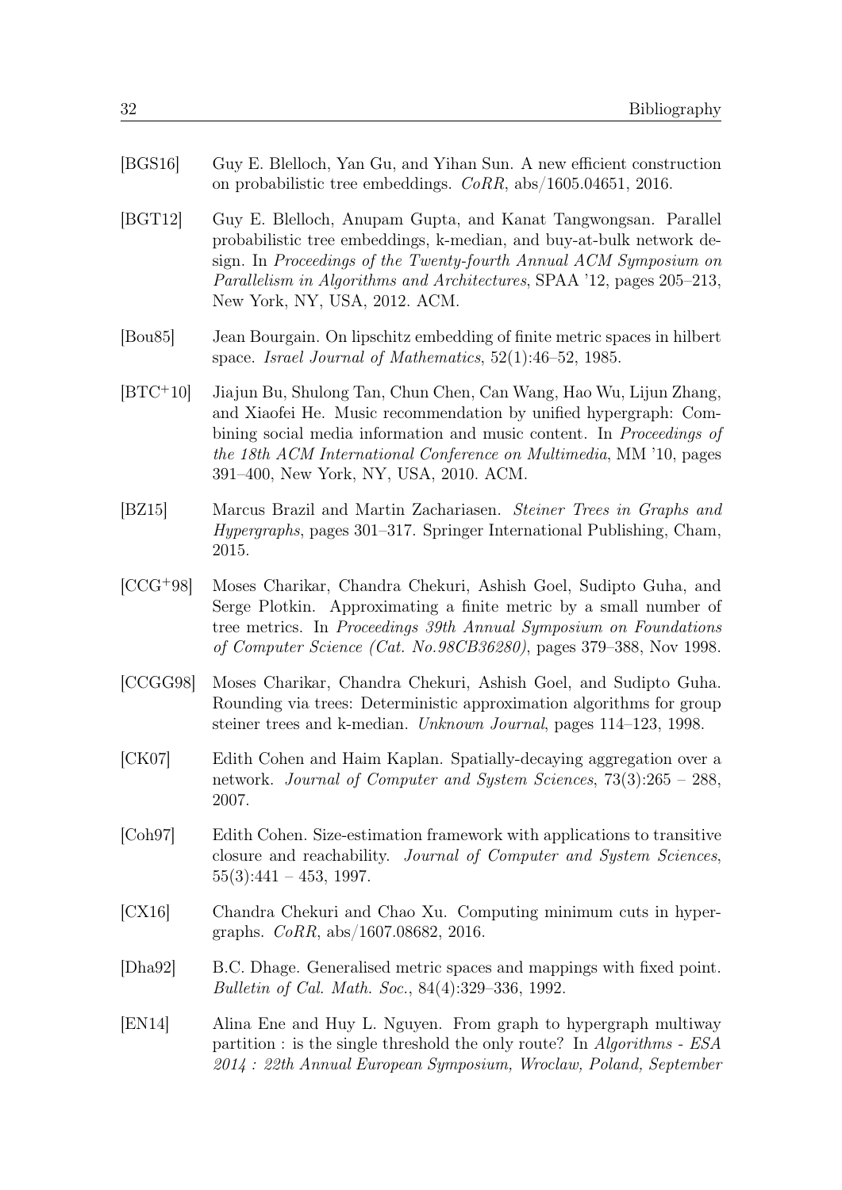[BGS16] Guy E. Blelloch, Yan Gu, and Yihan Sun. A new efficient construction on probabilistic tree embeddings. *CoRR*, abs/1605.04651, 2016.

[BGT12] Guy E. Blelloch, Anupam Gupta, and Kanat Tangwongsan. Parallel probabilistic tree embeddings, k-median, and buy-at-bulk network design. In *Proceedings of the Twenty-fourth Annual ACM Symposium on Parallelism in Algorithms and Architectures*, SPAA '12, pages 205–213, New York, NY, USA, 2012. ACM.

[Bou85] Jean Bourgain. On lipschitz embedding of finite metric spaces in hilbert space. *Israel Journal of Mathematics*, 52(1):46–52, 1985.

[BTC+10] Jiajun Bu, Shulong Tan, Chun Chen, Can Wang, Hao Wu, Lijun Zhang, and Xiaofei He. Music recommendation by unified hypergraph: Combining social media information and music content. In *Proceedings of the 18th ACM International Conference on Multimedia*, MM '10, pages 391–400, New York, NY, USA, 2010. ACM.

[BZ15] Marcus Brazil and Martin Zachariasen. *Steiner Trees in Graphs and Hypergraphs*, pages 301–317. Springer International Publishing, Cham, 2015.

[CCG+98] Moses Charikar, Chandra Chekuri, Ashish Goel, Sudipto Guha, and Serge Plotkin. Approximating a finite metric by a small number of tree metrics. In *Proceedings 39th Annual Symposium on Foundations of Computer Science (Cat. No.98CB36280)*, pages 379–388, Nov 1998.

[CCGG98] Moses Charikar, Chandra Chekuri, Ashish Goel, and Sudipto Guha. Rounding via trees: Deterministic approximation algorithms for group steiner trees and k-median. *Unknown Journal*, pages 114–123, 1998.

[CK07] Edith Cohen and Haim Kaplan. Spatially-decaying aggregation over a network. *Journal of Computer and System Sciences*, 73(3):265 – 288, 2007.

[Coh97] Edith Cohen. Size-estimation framework with applications to transitive closure and reachability. *Journal of Computer and System Sciences*, 55(3):441 – 453, 1997.

[CX16] Chandra Chekuri and Chao Xu. Computing minimum cuts in hypergraphs. *CoRR*, abs/1607.08682, 2016.

[Dha92] B.C. Dhage. Generalised metric spaces and mappings with fixed point. *Bulletin of Cal. Math. Soc.*, 84(4):329–336, 1992.

[EN14] Alina Ene and Huy L. Nguyen. From graph to hypergraph multiway partition : is the single threshold the only route? In *Algorithms - ESA 2014 : 22th Annual European Symposium, Wroclaw, Poland, September*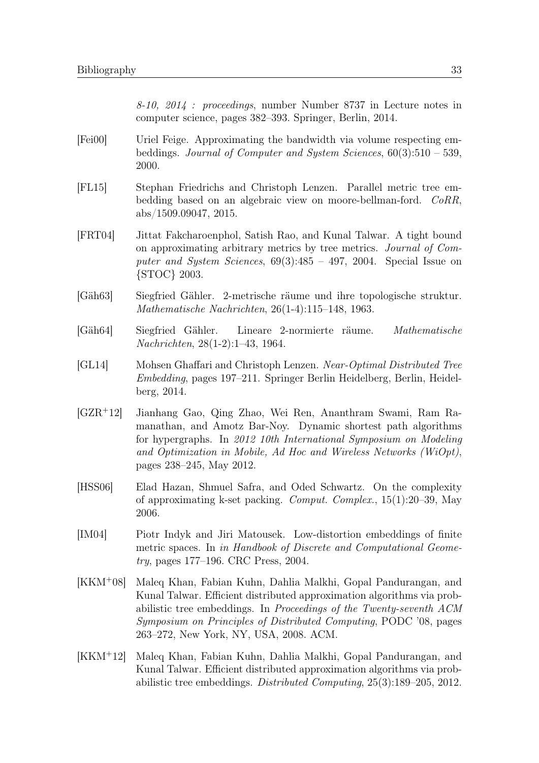*8-10, 2014 : proceedings*, number Number 8737 in Lecture notes in computer science, pages 382–393. Springer, Berlin, 2014.

[Fei00] Uriel Feige. Approximating the bandwidth via volume respecting embeddings. *Journal of Computer and System Sciences*, 60(3):510 – 539, 2000.

[FL15] Stephan Friedrichs and Christoph Lenzen. Parallel metric tree embedding based on an algebraic view on moore-bellman-ford. *CoRR*, abs/1509.09047, 2015.

[FRT04] Jittat Fakcharoenphol, Satish Rao, and Kunal Talwar. A tight bound on approximating arbitrary metrics by tree metrics. *Journal of Computer and System Sciences*, 69(3):485 – 497, 2004. Special Issue on {STOC} 2003.

[Gäh63] Siegfried Gähler. 2-metrische räume und ihre topologische struktur. *Mathematische Nachrichten*, 26(1-4):115–148, 1963.

[Gäh64] Siegfried Gähler. Lineare 2-normierte räume. *Mathematische Nachrichten*, 28(1-2):1–43, 1964.

[GL14] Mohsen Ghaffari and Christoph Lenzen. *Near-Optimal Distributed Tree Embedding*, pages 197–211. Springer Berlin Heidelberg, Berlin, Heidelberg, 2014.

[GZR+12] Jianhang Gao, Qing Zhao, Wei Ren, Ananthram Swami, Ram Ramanathan, and Amotz Bar-Noy. Dynamic shortest path algorithms for hypergraphs. In *2012 10th International Symposium on Modeling and Optimization in Mobile, Ad Hoc and Wireless Networks (WiOpt)*, pages 238–245, May 2012.

[HSS06] Elad Hazan, Shmuel Safra, and Oded Schwartz. On the complexity of approximating k-set packing. *Comput. Complex.*, 15(1):20–39, May 2006.

[IM04] Piotr Indyk and Jiri Matousek. Low-distortion embeddings of finite metric spaces. In *in Handbook of Discrete and Computational Geometry*, pages 177–196. CRC Press, 2004.

[KKM+08] Maleq Khan, Fabian Kuhn, Dahlia Malkhi, Gopal Pandurangan, and Kunal Talwar. Efficient distributed approximation algorithms via probabilistic tree embeddings. In *Proceedings of the Twenty-seventh ACM Symposium on Principles of Distributed Computing*, PODC '08, pages 263–272, New York, NY, USA, 2008. ACM.

[KKM+12] Maleq Khan, Fabian Kuhn, Dahlia Malkhi, Gopal Pandurangan, and Kunal Talwar. Efficient distributed approximation algorithms via probabilistic tree embeddings. *Distributed Computing*, 25(3):189–205, 2012.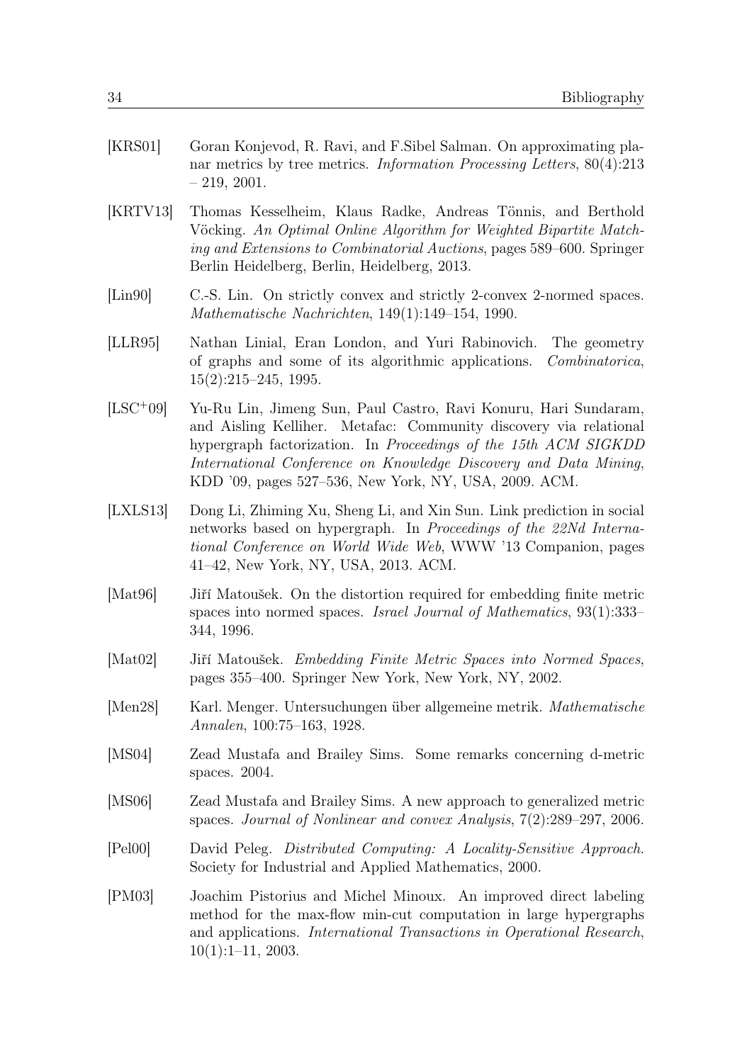[KRS01] Goran Konjevod, R. Ravi, and F.Sibel Salman. On approximating planar metrics by tree metrics. *Information Processing Letters*, 80(4):213 – 219, 2001.

[KRTV13] Thomas Kesselheim, Klaus Radke, Andreas Tönnis, and Berthold Vöcking. *An Optimal Online Algorithm for Weighted Bipartite Matching and Extensions to Combinatorial Auctions*, pages 589–600. Springer Berlin Heidelberg, Berlin, Heidelberg, 2013.

[Lin90] C.-S. Lin. On strictly convex and strictly 2-convex 2-normed spaces. *Mathematische Nachrichten*, 149(1):149–154, 1990.

[LLR95] Nathan Linial, Eran London, and Yuri Rabinovich. The geometry of graphs and some of its algorithmic applications. *Combinatorica*, 15(2):215–245, 1995.

[LSC+09] Yu-Ru Lin, Jimeng Sun, Paul Castro, Ravi Konuru, Hari Sundaram, and Aisling Kelliher. Metafac: Community discovery via relational hypergraph factorization. In *Proceedings of the 15th ACM SIGKDD International Conference on Knowledge Discovery and Data Mining*, KDD '09, pages 527–536, New York, NY, USA, 2009. ACM.

[LXLS13] Dong Li, Zhiming Xu, Sheng Li, and Xin Sun. Link prediction in social networks based on hypergraph. In *Proceedings of the 22Nd International Conference on World Wide Web*, WWW '13 Companion, pages 41–42, New York, NY, USA, 2013. ACM.

[Mat96] Jiří Matoušek. On the distortion required for embedding finite metric spaces into normed spaces. *Israel Journal of Mathematics*, 93(1):333–344, 1996.

[Mat02] Jiří Matoušek. *Embedding Finite Metric Spaces into Normed Spaces*, pages 355–400. Springer New York, New York, NY, 2002.

[Men28] Karl. Menger. Untersuchungen über allgemeine metrik. *Mathematische Annalen*, 100:75–163, 1928.

[MS04] Zead Mustafa and Brailey Sims. Some remarks concerning d-metric spaces. 2004.

[MS06] Zead Mustafa and Brailey Sims. A new approach to generalized metric spaces. *Journal of Nonlinear and convex Analysis*, 7(2):289–297, 2006.

[Pel00] David Peleg. *Distributed Computing: A Locality-Sensitive Approach*. Society for Industrial and Applied Mathematics, 2000.

[PM03] Joachim Pistorius and Michel Minoux. An improved direct labeling method for the max-flow min-cut computation in large hypergraphs and applications. *International Transactions in Operational Research*, 10(1):1–11, 2003.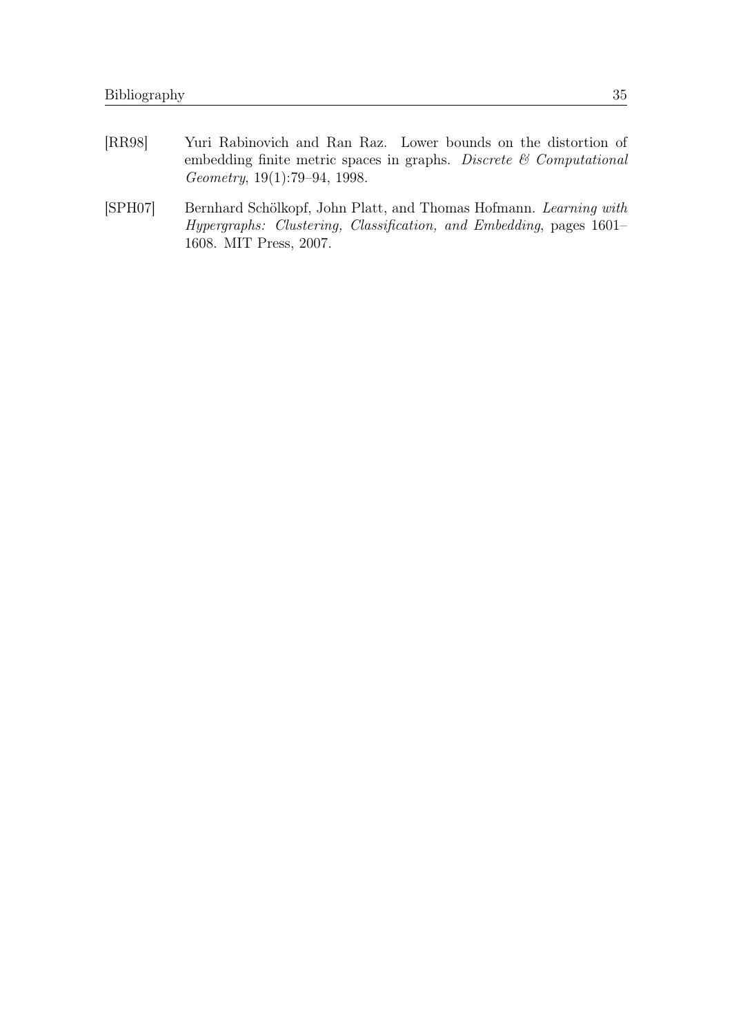[RR98] Yuri Rabinovich and Ran Raz. Lower bounds on the distortion of embedding finite metric spaces in graphs. *Discrete & Computational Geometry*, 19(1):79–94, 1998.

[SPH07] Bernhard Schölkopf, John Platt, and Thomas Hofmann. *Learning with Hypergraphs: Clustering, Classification, and Embedding*, pages 1601–1608. MIT Press, 2007.